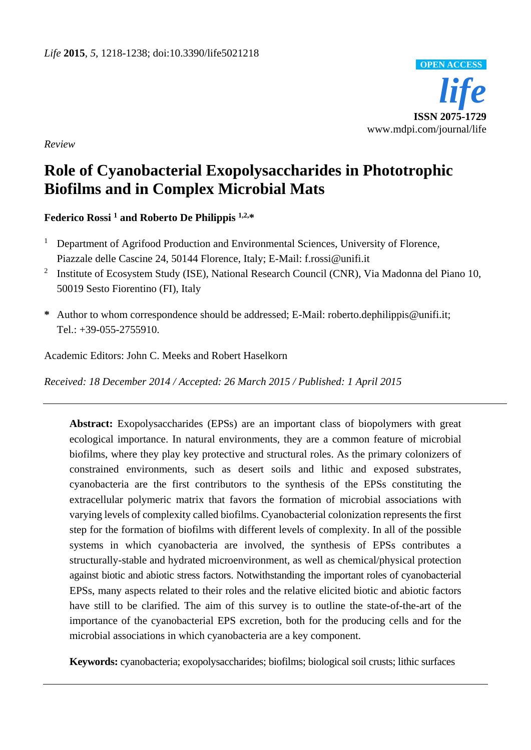*Life* **2015**, *5*, 1218-1238; doi:10.3390/life5021218

OPEN ACCESS

***life***

**ISSN 2075-1729**

www.mdpi.com/journal/life

*Review*

# Role of Cyanobacterial Exopolysaccharides in Phototrophic Biofilms and in Complex Microbial Mats

**Federico Rossi [1] and Roberto De Philippis [1,2,*]**

[1] Department of Agrifood Production and Environmental Sciences, University of Florence, Piazzale delle Cascine 24, 50144 Florence, Italy; E-Mail: f.rossi@unifi.it

[2] Institute of Ecosystem Study (ISE), National Research Council (CNR), Via Madonna del Piano 10, 50019 Sesto Fiorentino (FI), Italy

**\*** Author to whom correspondence should be addressed; E-Mail: roberto.dephilippis@unifi.it; Tel.: +39-055-2755910.

Academic Editors: John C. Meeks and Robert Haselkorn

*Received: 18 December 2014 / Accepted: 26 March 2015 / Published: 1 April 2015*

---

**Abstract:** Exopolysaccharides (EPSs) are an important class of biopolymers with great ecological importance. In natural environments, they are a common feature of microbial biofilms, where they play key protective and structural roles. As the primary colonizers of constrained environments, such as desert soils and lithic and exposed substrates, cyanobacteria are the first contributors to the synthesis of the EPSs constituting the extracellular polymeric matrix that favors the formation of microbial associations with varying levels of complexity called biofilms. Cyanobacterial colonization represents the first step for the formation of biofilms with different levels of complexity. In all of the possible systems in which cyanobacteria are involved, the synthesis of EPSs contributes a structurally-stable and hydrated microenvironment, as well as chemical/physical protection against biotic and abiotic stress factors. Notwithstanding the important roles of cyanobacterial EPSs, many aspects related to their roles and the relative elicited biotic and abiotic factors have still to be clarified. The aim of this survey is to outline the state-of-the-art of the importance of the cyanobacterial EPS excretion, both for the producing cells and for the microbial associations in which cyanobacteria are a key component.

**Keywords:** cyanobacteria; exopolysaccharides; biofilms; biological soil crusts; lithic surfaces

---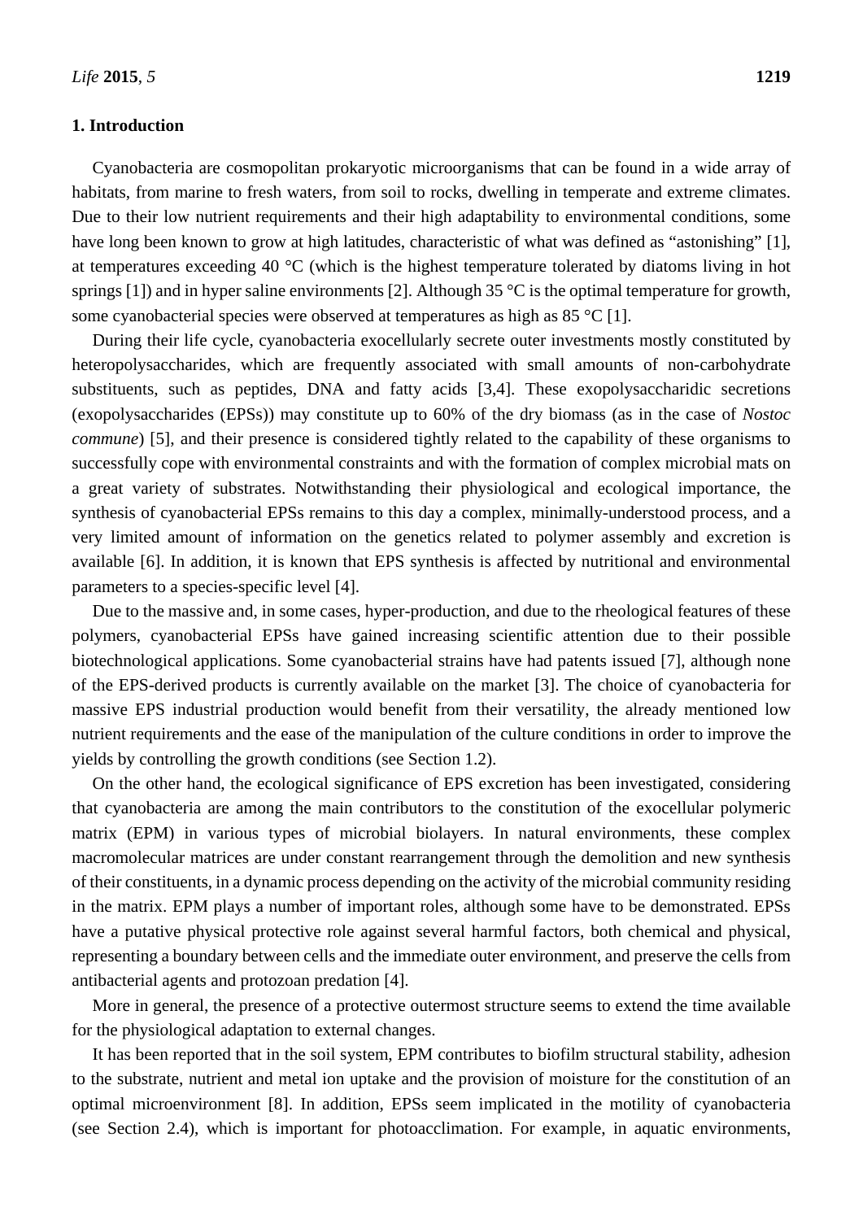## 1. Introduction

Cyanobacteria are cosmopolitan prokaryotic microorganisms that can be found in a wide array of habitats, from marine to fresh waters, from soil to rocks, dwelling in temperate and extreme climates. Due to their low nutrient requirements and their high adaptability to environmental conditions, some have long been known to grow at high latitudes, characteristic of what was defined as "astonishing" [1], at temperatures exceeding 40 °C (which is the highest temperature tolerated by diatoms living in hot springs [1]) and in hyper saline environments [2]. Although 35 °C is the optimal temperature for growth, some cyanobacterial species were observed at temperatures as high as 85 °C [1].

During their life cycle, cyanobacteria exocellularly secrete outer investments mostly constituted by heteropolysaccharides, which are frequently associated with small amounts of non-carbohydrate substituents, such as peptides, DNA and fatty acids [3,4]. These exopolysaccharidic secretions (exopolysaccharides (EPSs)) may constitute up to 60% of the dry biomass (as in the case of *Nostoc commune*) [5], and their presence is considered tightly related to the capability of these organisms to successfully cope with environmental constraints and with the formation of complex microbial mats on a great variety of substrates. Notwithstanding their physiological and ecological importance, the synthesis of cyanobacterial EPSs remains to this day a complex, minimally-understood process, and a very limited amount of information on the genetics related to polymer assembly and excretion is available [6]. In addition, it is known that EPS synthesis is affected by nutritional and environmental parameters to a species-specific level [4].

Due to the massive and, in some cases, hyper-production, and due to the rheological features of these polymers, cyanobacterial EPSs have gained increasing scientific attention due to their possible biotechnological applications. Some cyanobacterial strains have had patents issued [7], although none of the EPS-derived products is currently available on the market [3]. The choice of cyanobacteria for massive EPS industrial production would benefit from their versatility, the already mentioned low nutrient requirements and the ease of the manipulation of the culture conditions in order to improve the yields by controlling the growth conditions (see Section 1.2).

On the other hand, the ecological significance of EPS excretion has been investigated, considering that cyanobacteria are among the main contributors to the constitution of the exocellular polymeric matrix (EPM) in various types of microbial biolayers. In natural environments, these complex macromolecular matrices are under constant rearrangement through the demolition and new synthesis of their constituents, in a dynamic process depending on the activity of the microbial community residing in the matrix. EPM plays a number of important roles, although some have to be demonstrated. EPSs have a putative physical protective role against several harmful factors, both chemical and physical, representing a boundary between cells and the immediate outer environment, and preserve the cells from antibacterial agents and protozoan predation [4].

More in general, the presence of a protective outermost structure seems to extend the time available for the physiological adaptation to external changes.

It has been reported that in the soil system, EPM contributes to biofilm structural stability, adhesion to the substrate, nutrient and metal ion uptake and the provision of moisture for the constitution of an optimal microenvironment [8]. In addition, EPSs seem implicated in the motility of cyanobacteria (see Section 2.4), which is important for photoacclimation. For example, in aquatic environments,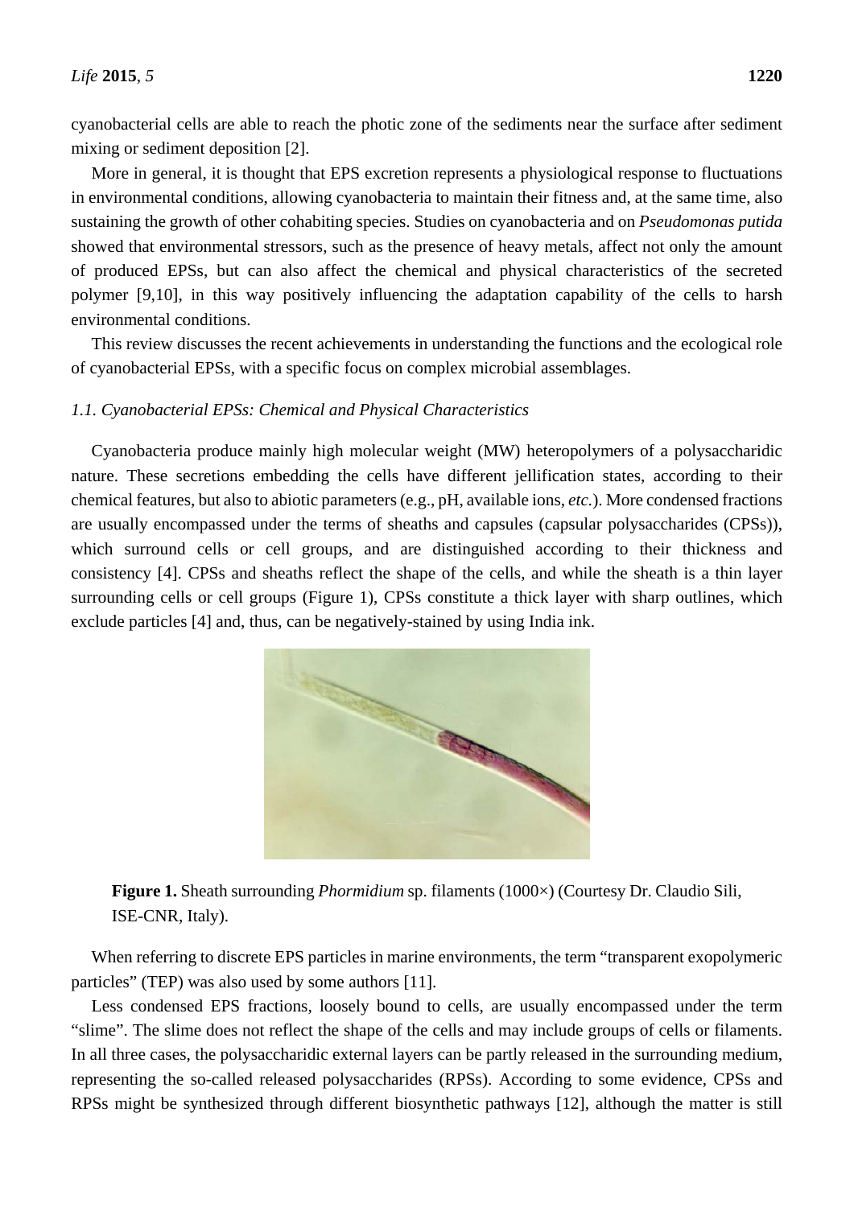cyanobacterial cells are able to reach the photic zone of the sediments near the surface after sediment mixing or sediment deposition [2].

More in general, it is thought that EPS excretion represents a physiological response to fluctuations in environmental conditions, allowing cyanobacteria to maintain their fitness and, at the same time, also sustaining the growth of other cohabiting species. Studies on cyanobacteria and on *Pseudomonas putida* showed that environmental stressors, such as the presence of heavy metals, affect not only the amount of produced EPSs, but can also affect the chemical and physical characteristics of the secreted polymer [9,10], in this way positively influencing the adaptation capability of the cells to harsh environmental conditions.

This review discusses the recent achievements in understanding the functions and the ecological role of cyanobacterial EPSs, with a specific focus on complex microbial assemblages.

### *1.1. Cyanobacterial EPSs: Chemical and Physical Characteristics*

Cyanobacteria produce mainly high molecular weight (MW) heteropolymers of a polysaccharidic nature. These secretions embedding the cells have different jellification states, according to their chemical features, but also to abiotic parameters (e.g., pH, available ions, *etc.*). More condensed fractions are usually encompassed under the terms of sheaths and capsules (capsular polysaccharides (CPSs)), which surround cells or cell groups, and are distinguished according to their thickness and consistency [4]. CPSs and sheaths reflect the shape of the cells, and while the sheath is a thin layer surrounding cells or cell groups (Figure 1), CPSs constitute a thick layer with sharp outlines, which exclude particles [4] and, thus, can be negatively-stained by using India ink.

**Figure 1.** Sheath surrounding *Phormidium* sp. filaments (1000×) (Courtesy Dr. Claudio Sili, ISE-CNR, Italy).

When referring to discrete EPS particles in marine environments, the term "transparent exopolymeric particles" (TEP) was also used by some authors [11].

Less condensed EPS fractions, loosely bound to cells, are usually encompassed under the term "slime". The slime does not reflect the shape of the cells and may include groups of cells or filaments. In all three cases, the polysaccharidic external layers can be partly released in the surrounding medium, representing the so-called released polysaccharides (RPSs). According to some evidence, CPSs and RPSs might be synthesized through different biosynthetic pathways [12], although the matter is still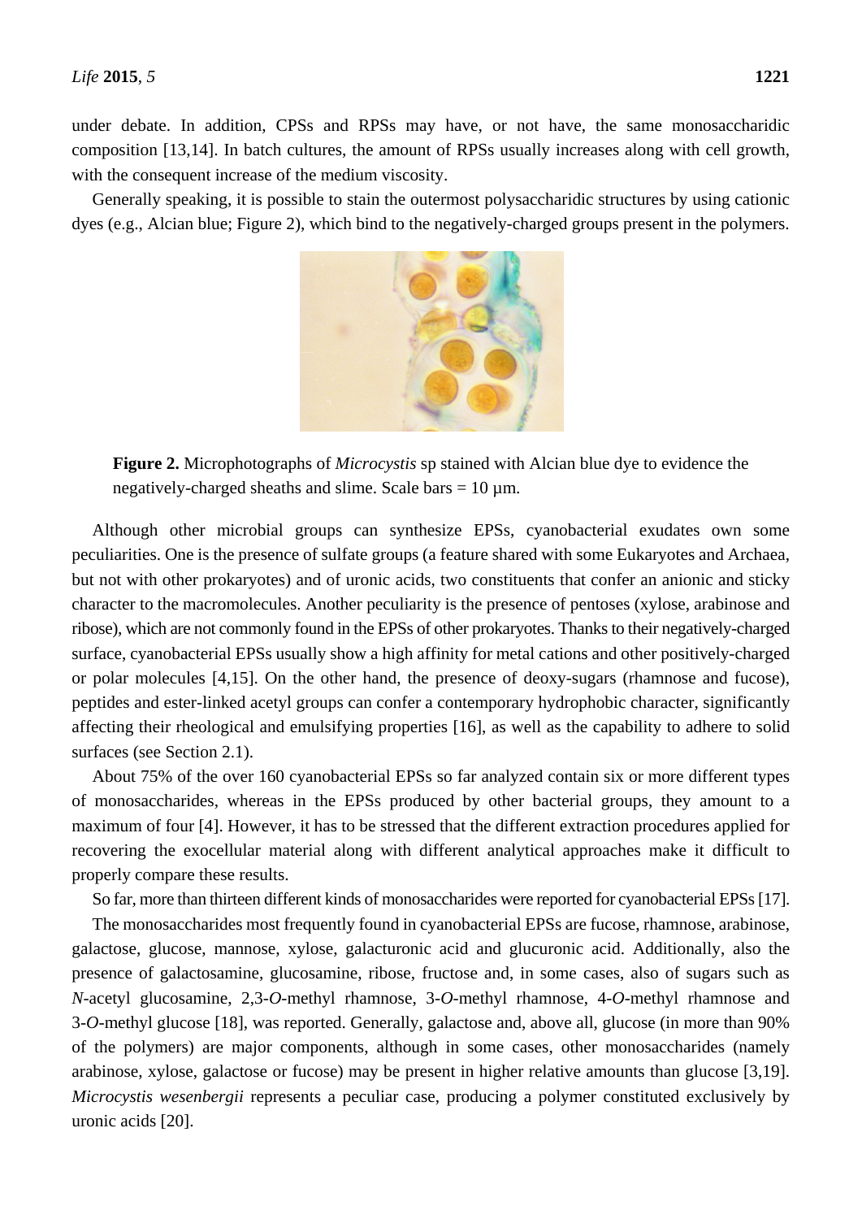under debate. In addition, CPSs and RPSs may have, or not have, the same monosaccharidic composition [13,14]. In batch cultures, the amount of RPSs usually increases along with cell growth, with the consequent increase of the medium viscosity.

Generally speaking, it is possible to stain the outermost polysaccharidic structures by using cationic dyes (e.g., Alcian blue; Figure 2), which bind to the negatively-charged groups present in the polymers.

**Figure 2.** Microphotographs of *Microcystis* sp stained with Alcian blue dye to evidence the negatively-charged sheaths and slime. Scale bars = 10 µm.

Although other microbial groups can synthesize EPSs, cyanobacterial exudates own some peculiarities. One is the presence of sulfate groups (a feature shared with some Eukaryotes and Archaea, but not with other prokaryotes) and of uronic acids, two constituents that confer an anionic and sticky character to the macromolecules. Another peculiarity is the presence of pentoses (xylose, arabinose and ribose), which are not commonly found in the EPSs of other prokaryotes. Thanks to their negatively-charged surface, cyanobacterial EPSs usually show a high affinity for metal cations and other positively-charged or polar molecules [4,15]. On the other hand, the presence of deoxy-sugars (rhamnose and fucose), peptides and ester-linked acetyl groups can confer a contemporary hydrophobic character, significantly affecting their rheological and emulsifying properties [16], as well as the capability to adhere to solid surfaces (see Section 2.1).

About 75% of the over 160 cyanobacterial EPSs so far analyzed contain six or more different types of monosaccharides, whereas in the EPSs produced by other bacterial groups, they amount to a maximum of four [4]. However, it has to be stressed that the different extraction procedures applied for recovering the exocellular material along with different analytical approaches make it difficult to properly compare these results.

So far, more than thirteen different kinds of monosaccharides were reported for cyanobacterial EPSs [17].

The monosaccharides most frequently found in cyanobacterial EPSs are fucose, rhamnose, arabinose, galactose, glucose, mannose, xylose, galacturonic acid and glucuronic acid. Additionally, also the presence of galactosamine, glucosamine, ribose, fructose and, in some cases, also of sugars such as *N*-acetyl glucosamine, 2,3-*O*-methyl rhamnose, 3-*O*-methyl rhamnose, 4-*O*-methyl rhamnose and 3-*O*-methyl glucose [18], was reported. Generally, galactose and, above all, glucose (in more than 90% of the polymers) are major components, although in some cases, other monosaccharides (namely arabinose, xylose, galactose or fucose) may be present in higher relative amounts than glucose [3,19]. *Microcystis wesenbergii* represents a peculiar case, producing a polymer constituted exclusively by uronic acids [20].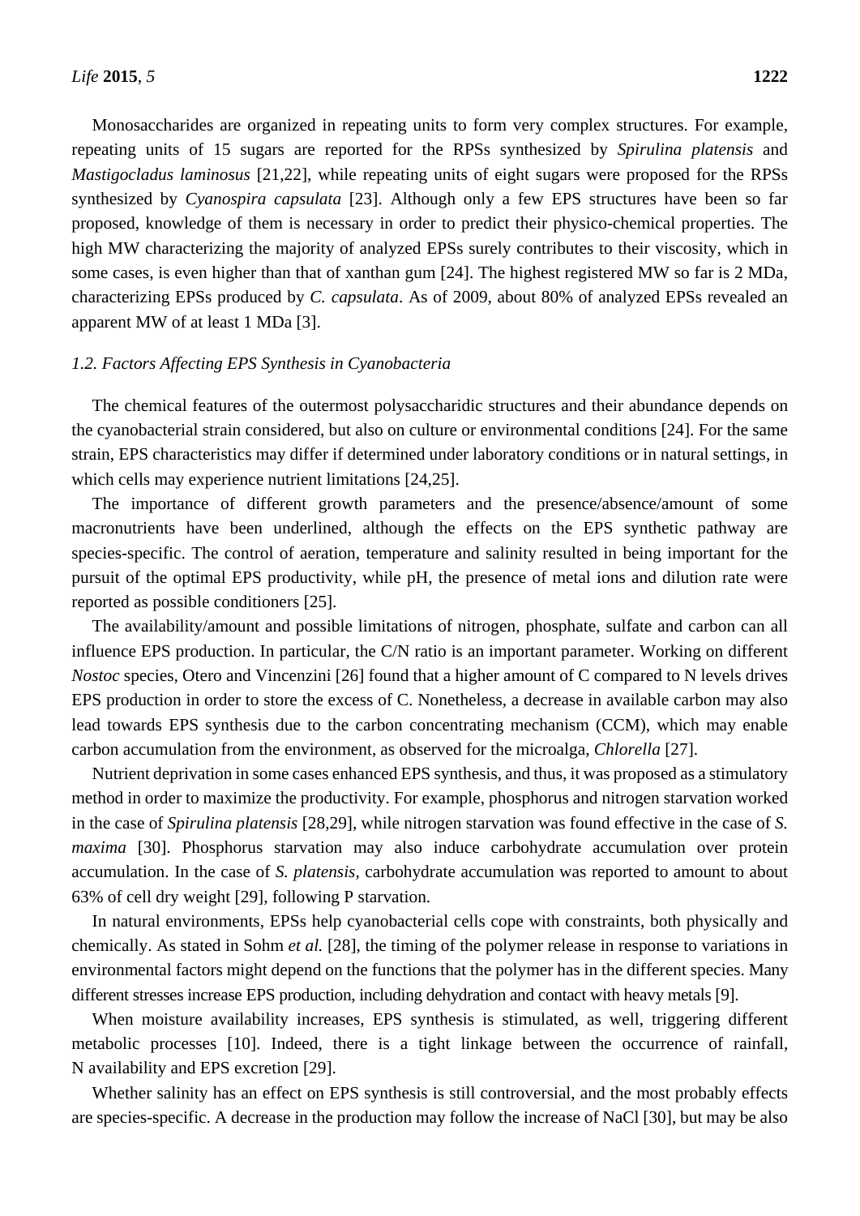Monosaccharides are organized in repeating units to form very complex structures. For example, repeating units of 15 sugars are reported for the RPSs synthesized by *Spirulina platensis* and *Mastigocladus laminosus* [21,22], while repeating units of eight sugars were proposed for the RPSs synthesized by *Cyanospira capsulata* [23]. Although only a few EPS structures have been so far proposed, knowledge of them is necessary in order to predict their physico-chemical properties. The high MW characterizing the majority of analyzed EPSs surely contributes to their viscosity, which in some cases, is even higher than that of xanthan gum [24]. The highest registered MW so far is 2 MDa, characterizing EPSs produced by *C. capsulata*. As of 2009, about 80% of analyzed EPSs revealed an apparent MW of at least 1 MDa [3].

### *1.2. Factors Affecting EPS Synthesis in Cyanobacteria*

The chemical features of the outermost polysaccharidic structures and their abundance depends on the cyanobacterial strain considered, but also on culture or environmental conditions [24]. For the same strain, EPS characteristics may differ if determined under laboratory conditions or in natural settings, in which cells may experience nutrient limitations [24,25].

The importance of different growth parameters and the presence/absence/amount of some macronutrients have been underlined, although the effects on the EPS synthetic pathway are species-specific. The control of aeration, temperature and salinity resulted in being important for the pursuit of the optimal EPS productivity, while pH, the presence of metal ions and dilution rate were reported as possible conditioners [25].

The availability/amount and possible limitations of nitrogen, phosphate, sulfate and carbon can all influence EPS production. In particular, the C/N ratio is an important parameter. Working on different *Nostoc* species, Otero and Vincenzini [26] found that a higher amount of C compared to N levels drives EPS production in order to store the excess of C. Nonetheless, a decrease in available carbon may also lead towards EPS synthesis due to the carbon concentrating mechanism (CCM), which may enable carbon accumulation from the environment, as observed for the microalga, *Chlorella* [27].

Nutrient deprivation in some cases enhanced EPS synthesis, and thus, it was proposed as a stimulatory method in order to maximize the productivity. For example, phosphorus and nitrogen starvation worked in the case of *Spirulina platensis* [28,29], while nitrogen starvation was found effective in the case of *S. maxima* [30]. Phosphorus starvation may also induce carbohydrate accumulation over protein accumulation. In the case of *S. platensis*, carbohydrate accumulation was reported to amount to about 63% of cell dry weight [29], following P starvation.

In natural environments, EPSs help cyanobacterial cells cope with constraints, both physically and chemically. As stated in Sohm *et al.* [28], the timing of the polymer release in response to variations in environmental factors might depend on the functions that the polymer has in the different species. Many different stresses increase EPS production, including dehydration and contact with heavy metals [9].

When moisture availability increases, EPS synthesis is stimulated, as well, triggering different metabolic processes [10]. Indeed, there is a tight linkage between the occurrence of rainfall, N availability and EPS excretion [29].

Whether salinity has an effect on EPS synthesis is still controversial, and the most probably effects are species-specific. A decrease in the production may follow the increase of NaCl [30], but may be also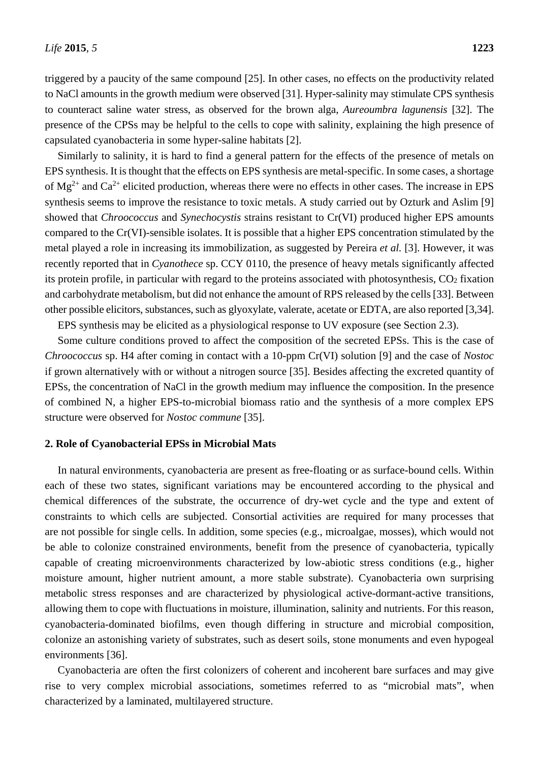triggered by a paucity of the same compound [25]. In other cases, no effects on the productivity related to NaCl amounts in the growth medium were observed [31]. Hyper-salinity may stimulate CPS synthesis to counteract saline water stress, as observed for the brown alga, *Aureoumbra lagunensis* [32]. The presence of the CPSs may be helpful to the cells to cope with salinity, explaining the high presence of capsulated cyanobacteria in some hyper-saline habitats [2].

Similarly to salinity, it is hard to find a general pattern for the effects of the presence of metals on EPS synthesis. It is thought that the effects on EPS synthesis are metal-specific. In some cases, a shortage of $Mg^{2+}$ and $Ca^{2+}$ elicited production, whereas there were no effects in other cases. The increase in EPS synthesis seems to improve the resistance to toxic metals. A study carried out by Ozturk and Aslim [9] showed that *Chroococcus* and *Synechocystis* strains resistant to Cr(VI) produced higher EPS amounts compared to the Cr(VI)-sensible isolates. It is possible that a higher EPS concentration stimulated by the metal played a role in increasing its immobilization, as suggested by Pereira *et al.* [3]. However, it was recently reported that in *Cyanothece* sp. CCY 0110, the presence of heavy metals significantly affected its protein profile, in particular with regard to the proteins associated with photosynthesis, $CO_2$ fixation and carbohydrate metabolism, but did not enhance the amount of RPS released by the cells [33]. Between other possible elicitors, substances, such as glyoxylate, valerate, acetate or EDTA, are also reported [3,34].

EPS synthesis may be elicited as a physiological response to UV exposure (see Section 2.3).

Some culture conditions proved to affect the composition of the secreted EPSs. This is the case of *Chroococcus* sp. H4 after coming in contact with a 10-ppm Cr(VI) solution [9] and the case of *Nostoc* if grown alternatively with or without a nitrogen source [35]. Besides affecting the excreted quantity of EPSs, the concentration of NaCl in the growth medium may influence the composition. In the presence of combined N, a higher EPS-to-microbial biomass ratio and the synthesis of a more complex EPS structure were observed for *Nostoc commune* [35].

## 2. Role of Cyanobacterial EPSs in Microbial Mats

In natural environments, cyanobacteria are present as free-floating or as surface-bound cells. Within each of these two states, significant variations may be encountered according to the physical and chemical differences of the substrate, the occurrence of dry-wet cycle and the type and extent of constraints to which cells are subjected. Consortial activities are required for many processes that are not possible for single cells. In addition, some species (e.g., microalgae, mosses), which would not be able to colonize constrained environments, benefit from the presence of cyanobacteria, typically capable of creating microenvironments characterized by low-abiotic stress conditions (e.g., higher moisture amount, higher nutrient amount, a more stable substrate). Cyanobacteria own surprising metabolic stress responses and are characterized by physiological active-dormant-active transitions, allowing them to cope with fluctuations in moisture, illumination, salinity and nutrients. For this reason, cyanobacteria-dominated biofilms, even though differing in structure and microbial composition, colonize an astonishing variety of substrates, such as desert soils, stone monuments and even hypogeal environments [36].

Cyanobacteria are often the first colonizers of coherent and incoherent bare surfaces and may give rise to very complex microbial associations, sometimes referred to as "microbial mats", when characterized by a laminated, multilayered structure.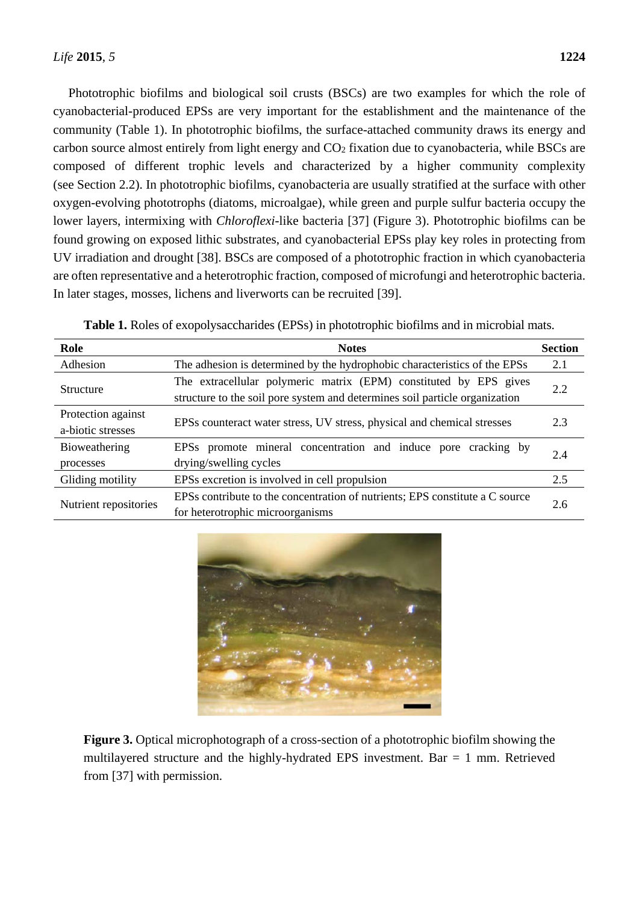Phototrophic biofilms and biological soil crusts (BSCs) are two examples for which the role of cyanobacterial-produced EPSs are very important for the establishment and the maintenance of the community (Table 1). In phototrophic biofilms, the surface-attached community draws its energy and carbon source almost entirely from light energy and $CO_2$ fixation due to cyanobacteria, while BSCs are composed of different trophic levels and characterized by a higher community complexity (see Section 2.2). In phototrophic biofilms, cyanobacteria are usually stratified at the surface with other oxygen-evolving phototrophs (diatoms, microalgae), while green and purple sulfur bacteria occupy the lower layers, intermixing with *Chloroflexi*-like bacteria [37] (Figure 3). Phototrophic biofilms can be found growing on exposed lithic substrates, and cyanobacterial EPSs play key roles in protecting from UV irradiation and drought [38]. BSCs are composed of a phototrophic fraction in which cyanobacteria are often representative and a heterotrophic fraction, composed of microfungi and heterotrophic bacteria. In later stages, mosses, lichens and liverworts can be recruited [39].

**Table 1.** Roles of exopolysaccharides (EPSs) in phototrophic biofilms and in microbial mats.

| Role | Notes | Section |
|---|---|---|
| Adhesion | The adhesion is determined by the hydrophobic characteristics of the EPSs | 2.1 |
| Structure | The extracellular polymeric matrix (EPM) constituted by EPS gives structure to the soil pore system and determines soil particle organization | 2.2 |
| Protection against a-biotic stresses | EPSs counteract water stress, UV stress, physical and chemical stresses | 2.3 |
| Bioweathering processes | EPSs promote mineral concentration and induce pore cracking by drying/swelling cycles | 2.4 |
| Gliding motility | EPSs excretion is involved in cell propulsion | 2.5 |
| Nutrient repositories | EPSs contribute to the concentration of nutrients; EPS constitute a C source for heterotrophic microorganisms | 2.6 |

**Figure 3.** Optical microphotograph of a cross-section of a phototrophic biofilm showing the multilayered structure and the highly-hydrated EPS investment. Bar = 1 mm. Retrieved from [37] with permission.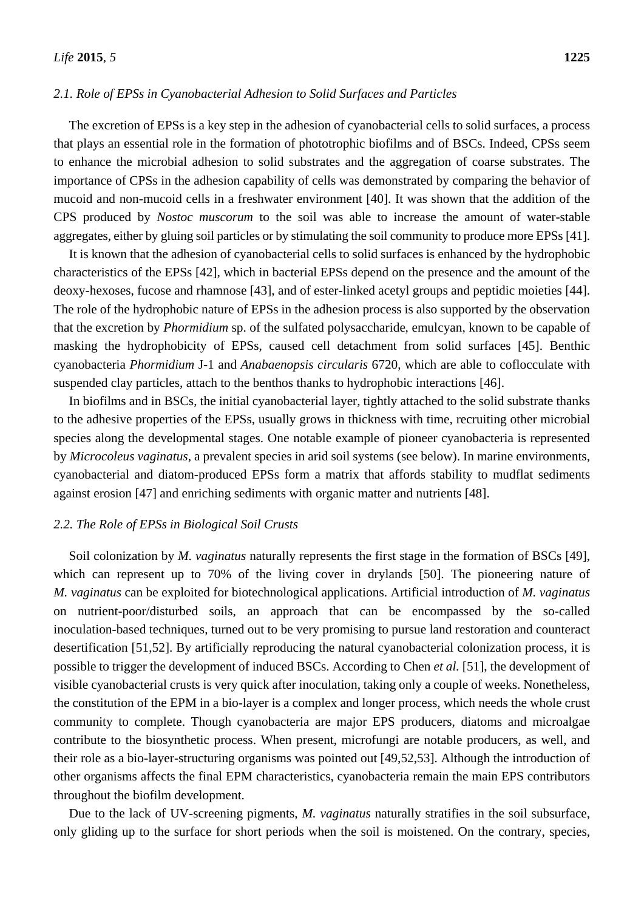### 2.1. Role of EPSs in Cyanobacterial Adhesion to Solid Surfaces and Particles

The excretion of EPSs is a key step in the adhesion of cyanobacterial cells to solid surfaces, a process that plays an essential role in the formation of phototrophic biofilms and of BSCs. Indeed, CPSs seem to enhance the microbial adhesion to solid substrates and the aggregation of coarse substrates. The importance of CPSs in the adhesion capability of cells was demonstrated by comparing the behavior of mucoid and non-mucoid cells in a freshwater environment [40]. It was shown that the addition of the CPS produced by *Nostoc muscorum* to the soil was able to increase the amount of water-stable aggregates, either by gluing soil particles or by stimulating the soil community to produce more EPSs [41].

It is known that the adhesion of cyanobacterial cells to solid surfaces is enhanced by the hydrophobic characteristics of the EPSs [42], which in bacterial EPSs depend on the presence and the amount of the deoxy-hexoses, fucose and rhamnose [43], and of ester-linked acetyl groups and peptidic moieties [44]. The role of the hydrophobic nature of EPSs in the adhesion process is also supported by the observation that the excretion by *Phormidium* sp. of the sulfated polysaccharide, emulcyan, known to be capable of masking the hydrophobicity of EPSs, caused cell detachment from solid surfaces [45]. Benthic cyanobacteria *Phormidium* J-1 and *Anabaenopsis circularis* 6720, which are able to coflocculate with suspended clay particles, attach to the benthos thanks to hydrophobic interactions [46].

In biofilms and in BSCs, the initial cyanobacterial layer, tightly attached to the solid substrate thanks to the adhesive properties of the EPSs, usually grows in thickness with time, recruiting other microbial species along the developmental stages. One notable example of pioneer cyanobacteria is represented by *Microcoleus vaginatus*, a prevalent species in arid soil systems (see below). In marine environments, cyanobacterial and diatom-produced EPSs form a matrix that affords stability to mudflat sediments against erosion [47] and enriching sediments with organic matter and nutrients [48].

### 2.2. The Role of EPSs in Biological Soil Crusts

Soil colonization by *M. vaginatus* naturally represents the first stage in the formation of BSCs [49], which can represent up to 70% of the living cover in drylands [50]. The pioneering nature of *M. vaginatus* can be exploited for biotechnological applications. Artificial introduction of *M. vaginatus* on nutrient-poor/disturbed soils, an approach that can be encompassed by the so-called inoculation-based techniques, turned out to be very promising to pursue land restoration and counteract desertification [51,52]. By artificially reproducing the natural cyanobacterial colonization process, it is possible to trigger the development of induced BSCs. According to Chen *et al.* [51], the development of visible cyanobacterial crusts is very quick after inoculation, taking only a couple of weeks. Nonetheless, the constitution of the EPM in a bio-layer is a complex and longer process, which needs the whole crust community to complete. Though cyanobacteria are major EPS producers, diatoms and microalgae contribute to the biosynthetic process. When present, microfungi are notable producers, as well, and their role as a bio-layer-structuring organisms was pointed out [49,52,53]. Although the introduction of other organisms affects the final EPM characteristics, cyanobacteria remain the main EPS contributors throughout the biofilm development.

Due to the lack of UV-screening pigments, *M. vaginatus* naturally stratifies in the soil subsurface, only gliding up to the surface for short periods when the soil is moistened. On the contrary, species,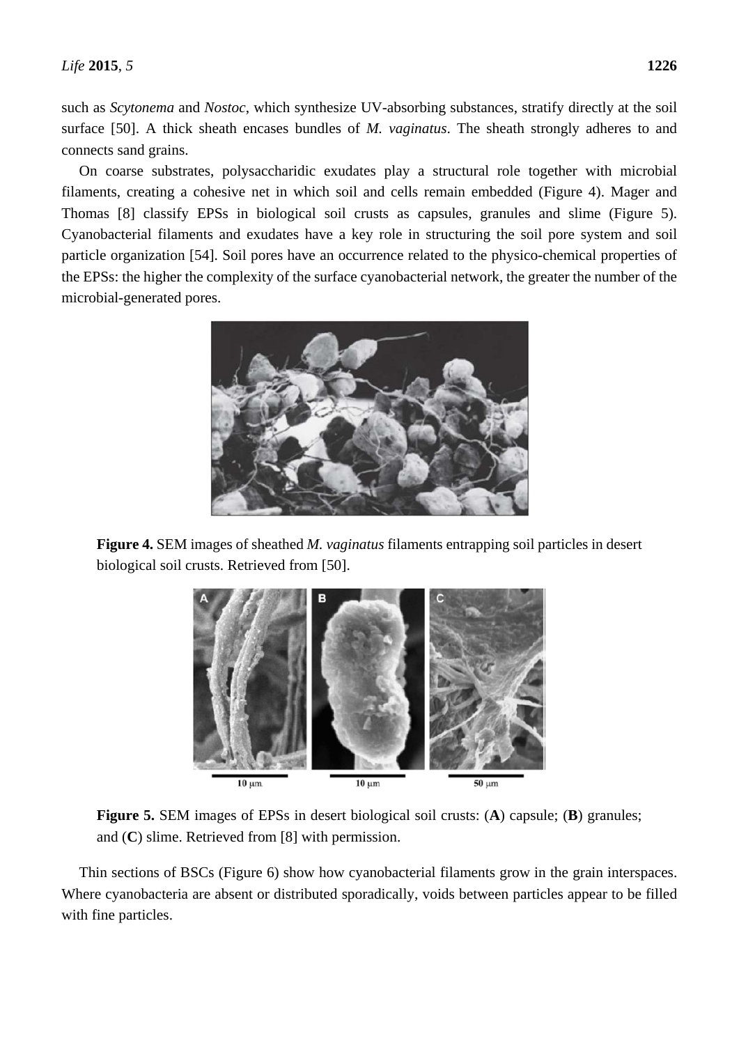such as *Scytonema* and *Nostoc*, which synthesize UV-absorbing substances, stratify directly at the soil surface [50]. A thick sheath encases bundles of *M. vaginatus*. The sheath strongly adheres to and connects sand grains.

On coarse substrates, polysaccharidic exudates play a structural role together with microbial filaments, creating a cohesive net in which soil and cells remain embedded (Figure 4). Mager and Thomas [8] classify EPSs in biological soil crusts as capsules, granules and slime (Figure 5). Cyanobacterial filaments and exudates have a key role in structuring the soil pore system and soil particle organization [54]. Soil pores have an occurrence related to the physico-chemical properties of the EPSs: the higher the complexity of the surface cyanobacterial network, the greater the number of the microbial-generated pores.

**Figure 4.** SEM images of sheathed *M. vaginatus* filaments entrapping soil particles in desert biological soil crusts. Retrieved from [50].

**Figure 5.** SEM images of EPSs in desert biological soil crusts: (**A**) capsule; (**B**) granules; and (**C**) slime. Retrieved from [8] with permission.

Thin sections of BSCs (Figure 6) show how cyanobacterial filaments grow in the grain interspaces. Where cyanobacteria are absent or distributed sporadically, voids between particles appear to be filled with fine particles.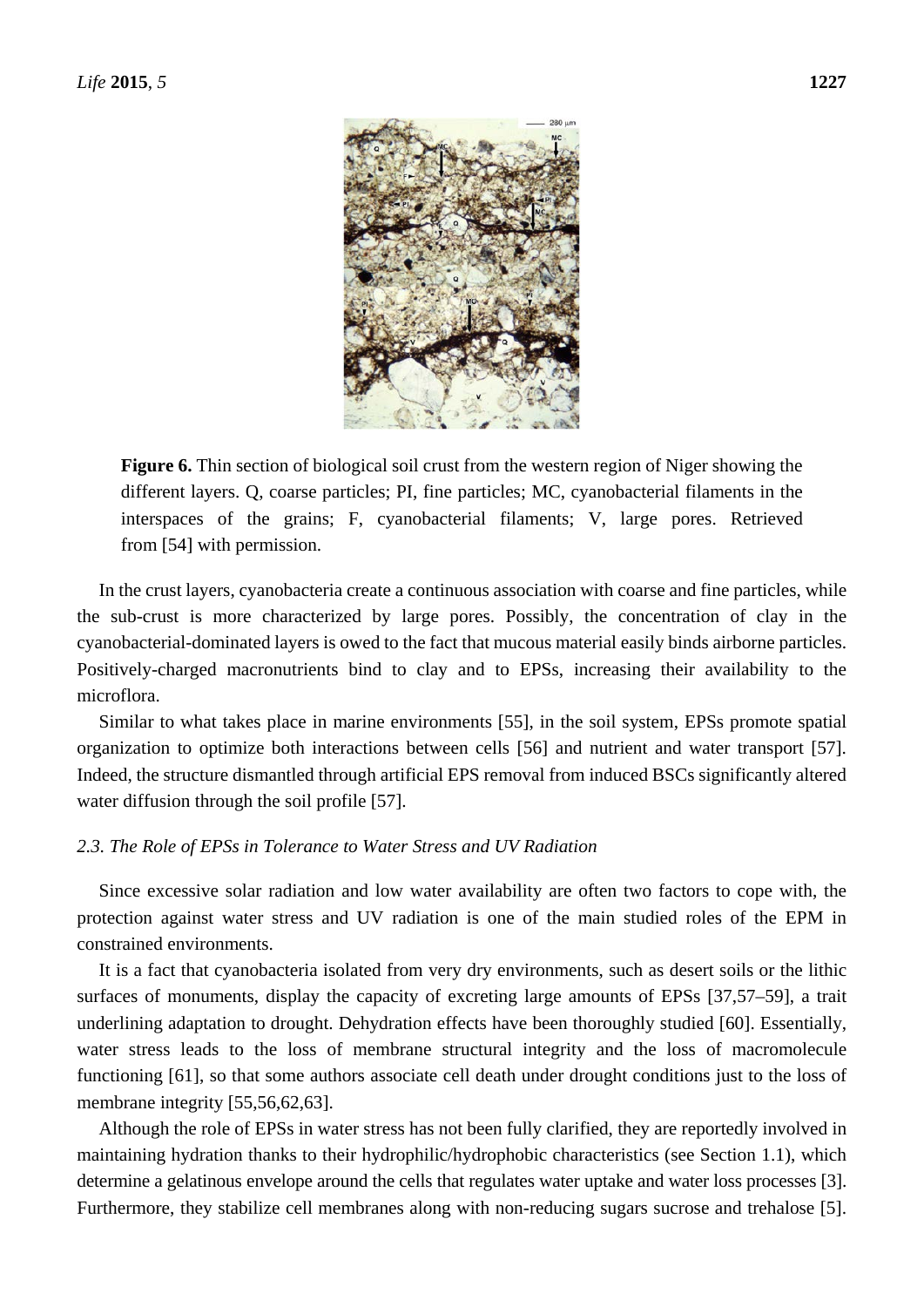**Figure 6.** Thin section of biological soil crust from the western region of Niger showing the different layers. Q, coarse particles; PI, fine particles; MC, cyanobacterial filaments in the interspaces of the grains; F, cyanobacterial filaments; V, large pores. Retrieved from [54] with permission.

In the crust layers, cyanobacteria create a continuous association with coarse and fine particles, while the sub-crust is more characterized by large pores. Possibly, the concentration of clay in the cyanobacterial-dominated layers is owed to the fact that mucous material easily binds airborne particles. Positively-charged macronutrients bind to clay and to EPSs, increasing their availability to the microflora.

Similar to what takes place in marine environments [55], in the soil system, EPSs promote spatial organization to optimize both interactions between cells [56] and nutrient and water transport [57]. Indeed, the structure dismantled through artificial EPS removal from induced BSCs significantly altered water diffusion through the soil profile [57].

### *2.3. The Role of EPSs in Tolerance to Water Stress and UV Radiation*

Since excessive solar radiation and low water availability are often two factors to cope with, the protection against water stress and UV radiation is one of the main studied roles of the EPM in constrained environments.

It is a fact that cyanobacteria isolated from very dry environments, such as desert soils or the lithic surfaces of monuments, display the capacity of excreting large amounts of EPSs [37,57–59], a trait underlining adaptation to drought. Dehydration effects have been thoroughly studied [60]. Essentially, water stress leads to the loss of membrane structural integrity and the loss of macromolecule functioning [61], so that some authors associate cell death under drought conditions just to the loss of membrane integrity [55,56,62,63].

Although the role of EPSs in water stress has not been fully clarified, they are reportedly involved in maintaining hydration thanks to their hydrophilic/hydrophobic characteristics (see Section 1.1), which determine a gelatinous envelope around the cells that regulates water uptake and water loss processes [3]. Furthermore, they stabilize cell membranes along with non-reducing sugars sucrose and trehalose [5].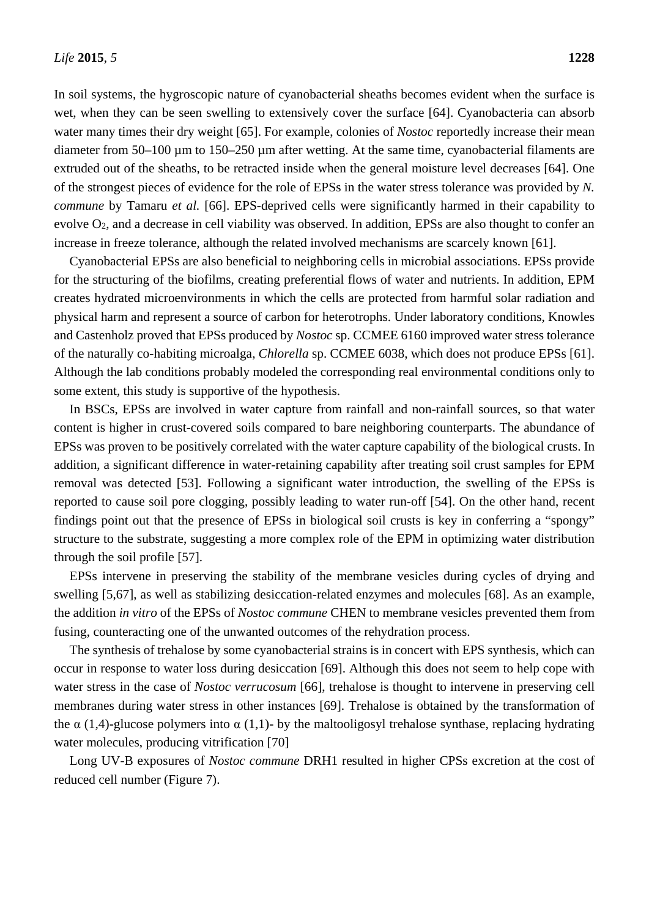In soil systems, the hygroscopic nature of cyanobacterial sheaths becomes evident when the surface is wet, when they can be seen swelling to extensively cover the surface [64]. Cyanobacteria can absorb water many times their dry weight [65]. For example, colonies of *Nostoc* reportedly increase their mean diameter from 50–100 µm to 150–250 µm after wetting. At the same time, cyanobacterial filaments are extruded out of the sheaths, to be retracted inside when the general moisture level decreases [64]. One of the strongest pieces of evidence for the role of EPSs in the water stress tolerance was provided by *N. commune* by Tamaru *et al.* [66]. EPS-deprived cells were significantly harmed in their capability to evolve $O_2$, and a decrease in cell viability was observed. In addition, EPSs are also thought to confer an increase in freeze tolerance, although the related involved mechanisms are scarcely known [61].

Cyanobacterial EPSs are also beneficial to neighboring cells in microbial associations. EPSs provide for the structuring of the biofilms, creating preferential flows of water and nutrients. In addition, EPM creates hydrated microenvironments in which the cells are protected from harmful solar radiation and physical harm and represent a source of carbon for heterotrophs. Under laboratory conditions, Knowles and Castenholz proved that EPSs produced by *Nostoc* sp. CCMEE 6160 improved water stress tolerance of the naturally co-habiting microalga, *Chlorella* sp. CCMEE 6038, which does not produce EPSs [61]. Although the lab conditions probably modeled the corresponding real environmental conditions only to some extent, this study is supportive of the hypothesis.

In BSCs, EPSs are involved in water capture from rainfall and non-rainfall sources, so that water content is higher in crust-covered soils compared to bare neighboring counterparts. The abundance of EPSs was proven to be positively correlated with the water capture capability of the biological crusts. In addition, a significant difference in water-retaining capability after treating soil crust samples for EPM removal was detected [53]. Following a significant water introduction, the swelling of the EPSs is reported to cause soil pore clogging, possibly leading to water run-off [54]. On the other hand, recent findings point out that the presence of EPSs in biological soil crusts is key in conferring a "spongy" structure to the substrate, suggesting a more complex role of the EPM in optimizing water distribution through the soil profile [57].

EPSs intervene in preserving the stability of the membrane vesicles during cycles of drying and swelling [5,67], as well as stabilizing desiccation-related enzymes and molecules [68]. As an example, the addition *in vitro* of the EPSs of *Nostoc commune* CHEN to membrane vesicles prevented them from fusing, counteracting one of the unwanted outcomes of the rehydration process.

The synthesis of trehalose by some cyanobacterial strains is in concert with EPS synthesis, which can occur in response to water loss during desiccation [69]. Although this does not seem to help cope with water stress in the case of *Nostoc verrucosum* [66], trehalose is thought to intervene in preserving cell membranes during water stress in other instances [69]. Trehalose is obtained by the transformation of the α (1,4)-glucose polymers into α (1,1)- by the maltooligosyl trehalose synthase, replacing hydrating water molecules, producing vitrification [70]

Long UV-B exposures of *Nostoc commune* DRH1 resulted in higher CPSs excretion at the cost of reduced cell number (Figure 7).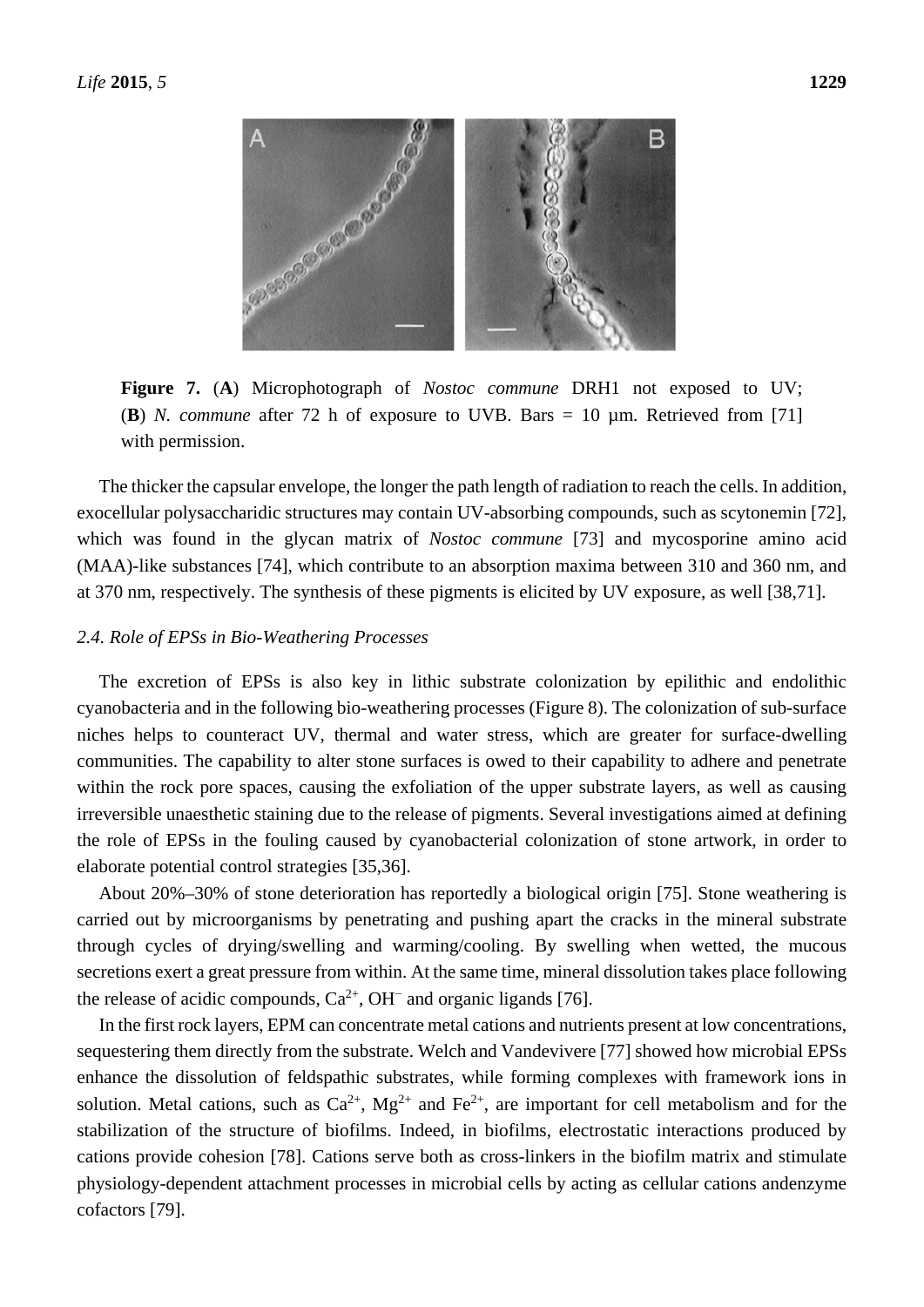**Figure 7.** (**A**) Microphotograph of *Nostoc commune* DRH1 not exposed to UV; (**B**) *N. commune* after 72 h of exposure to UVB. Bars = 10 µm. Retrieved from [71] with permission.

The thicker the capsular envelope, the longer the path length of radiation to reach the cells. In addition, exocellular polysaccharidic structures may contain UV-absorbing compounds, such as scytonemin [72], which was found in the glycan matrix of *Nostoc commune* [73] and mycosporine amino acid (MAA)-like substances [74], which contribute to an absorption maxima between 310 and 360 nm, and at 370 nm, respectively. The synthesis of these pigments is elicited by UV exposure, as well [38,71].

### *2.4. Role of EPSs in Bio-Weathering Processes*

The excretion of EPSs is also key in lithic substrate colonization by epilithic and endolithic cyanobacteria and in the following bio-weathering processes (Figure 8). The colonization of sub-surface niches helps to counteract UV, thermal and water stress, which are greater for surface-dwelling communities. The capability to alter stone surfaces is owed to their capability to adhere and penetrate within the rock pore spaces, causing the exfoliation of the upper substrate layers, as well as causing irreversible unaesthetic staining due to the release of pigments. Several investigations aimed at defining the role of EPSs in the fouling caused by cyanobacterial colonization of stone artwork, in order to elaborate potential control strategies [35,36].

About 20%–30% of stone deterioration has reportedly a biological origin [75]. Stone weathering is carried out by microorganisms by penetrating and pushing apart the cracks in the mineral substrate through cycles of drying/swelling and warming/cooling. By swelling when wetted, the mucous secretions exert a great pressure from within. At the same time, mineral dissolution takes place following the release of acidic compounds, $Ca^{2+}$, $OH^{-}$ and organic ligands [76].

In the first rock layers, EPM can concentrate metal cations and nutrients present at low concentrations, sequestering them directly from the substrate. Welch and Vandevivere [77] showed how microbial EPSs enhance the dissolution of feldspathic substrates, while forming complexes with framework ions in solution. Metal cations, such as $Ca^{2+}$, $Mg^{2+}$ and $Fe^{2+}$, are important for cell metabolism and for the stabilization of the structure of biofilms. Indeed, in biofilms, electrostatic interactions produced by cations provide cohesion [78]. Cations serve both as cross-linkers in the biofilm matrix and stimulate physiology-dependent attachment processes in microbial cells by acting as cellular cations andenzyme cofactors [79].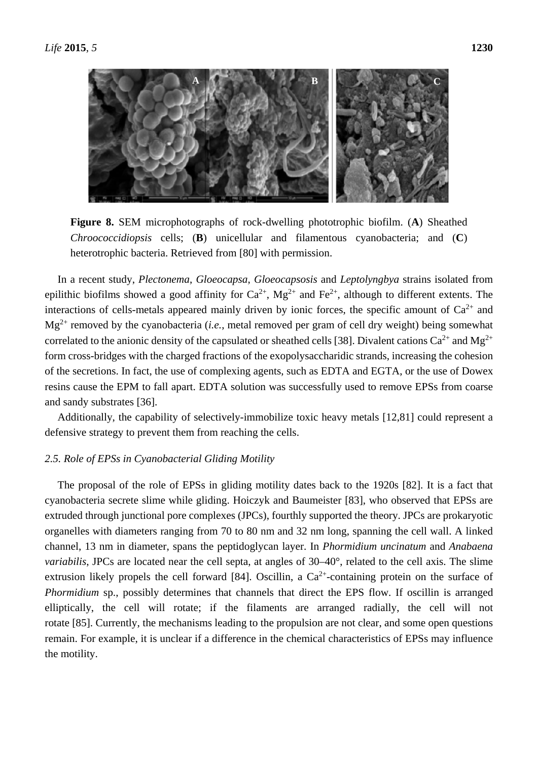**Figure 8.** SEM microphotographs of rock-dwelling phototrophic biofilm. (**A**) Sheathed *Chroococcidiopsis* cells; (**B**) unicellular and filamentous cyanobacteria; and (**C**) heterotrophic bacteria. Retrieved from [80] with permission.

In a recent study, *Plectonema*, *Gloeocapsa*, *Gloeocapsosis* and *Leptolyngbya* strains isolated from epilithic biofilms showed a good affinity for $Ca^{2+}$, $Mg^{2+}$ and $Fe^{2+}$, although to different extents. The interactions of cells-metals appeared mainly driven by ionic forces, the specific amount of $Ca^{2+}$ and $Mg^{2+}$ removed by the cyanobacteria (*i.e.*, metal removed per gram of cell dry weight) being somewhat correlated to the anionic density of the capsulated or sheathed cells [38]. Divalent cations $Ca^{2+}$ and $Mg^{2+}$ form cross-bridges with the charged fractions of the exopolysaccharidic strands, increasing the cohesion of the secretions. In fact, the use of complexing agents, such as EDTA and EGTA, or the use of Dowex resins cause the EPM to fall apart. EDTA solution was successfully used to remove EPSs from coarse and sandy substrates [36].

Additionally, the capability of selectively-immobilize toxic heavy metals [12,81] could represent a defensive strategy to prevent them from reaching the cells.

### 2.5. Role of EPSs in Cyanobacterial Gliding Motility

The proposal of the role of EPSs in gliding motility dates back to the 1920s [82]. It is a fact that cyanobacteria secrete slime while gliding. Hoiczyk and Baumeister [83], who observed that EPSs are extruded through junctional pore complexes (JPCs), fourthly supported the theory. JPCs are prokaryotic organelles with diameters ranging from 70 to 80 nm and 32 nm long, spanning the cell wall. A linked channel, 13 nm in diameter, spans the peptidoglycan layer. In *Phormidium uncinatum* and *Anabaena variabilis*, JPCs are located near the cell septa, at angles of 30–40°, related to the cell axis. The slime extrusion likely propels the cell forward [84]. Oscillin, a $Ca^{2+}$-containing protein on the surface of *Phormidium* sp., possibly determines that channels that direct the EPS flow. If oscillin is arranged elliptically, the cell will rotate; if the filaments are arranged radially, the cell will not rotate [85]. Currently, the mechanisms leading to the propulsion are not clear, and some open questions remain. For example, it is unclear if a difference in the chemical characteristics of EPSs may influence the motility.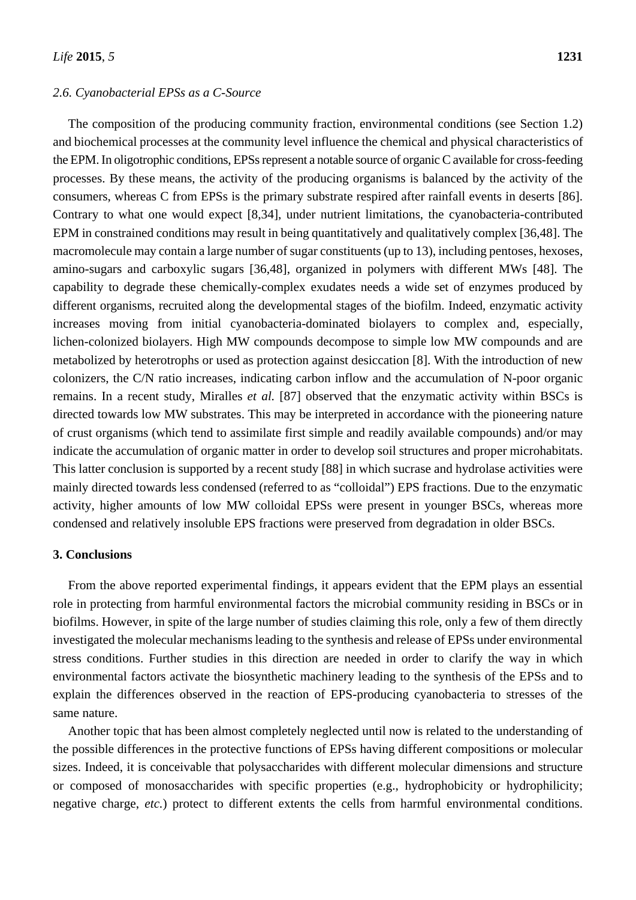### 2.6. Cyanobacterial EPSs as a C-Source

The composition of the producing community fraction, environmental conditions (see Section 1.2) and biochemical processes at the community level influence the chemical and physical characteristics of the EPM. In oligotrophic conditions, EPSs represent a notable source of organic C available for cross-feeding processes. By these means, the activity of the producing organisms is balanced by the activity of the consumers, whereas C from EPSs is the primary substrate respired after rainfall events in deserts [86]. Contrary to what one would expect [8,34], under nutrient limitations, the cyanobacteria-contributed EPM in constrained conditions may result in being quantitatively and qualitatively complex [36,48]. The macromolecule may contain a large number of sugar constituents (up to 13), including pentoses, hexoses, amino-sugars and carboxylic sugars [36,48], organized in polymers with different MWs [48]. The capability to degrade these chemically-complex exudates needs a wide set of enzymes produced by different organisms, recruited along the developmental stages of the biofilm. Indeed, enzymatic activity increases moving from initial cyanobacteria-dominated biolayers to complex and, especially, lichen-colonized biolayers. High MW compounds decompose to simple low MW compounds and are metabolized by heterotrophs or used as protection against desiccation [8]. With the introduction of new colonizers, the C/N ratio increases, indicating carbon inflow and the accumulation of N-poor organic remains. In a recent study, Miralles *et al.* [87] observed that the enzymatic activity within BSCs is directed towards low MW substrates. This may be interpreted in accordance with the pioneering nature of crust organisms (which tend to assimilate first simple and readily available compounds) and/or may indicate the accumulation of organic matter in order to develop soil structures and proper microhabitats. This latter conclusion is supported by a recent study [88] in which sucrase and hydrolase activities were mainly directed towards less condensed (referred to as "colloidal") EPS fractions. Due to the enzymatic activity, higher amounts of low MW colloidal EPSs were present in younger BSCs, whereas more condensed and relatively insoluble EPS fractions were preserved from degradation in older BSCs.

## 3. Conclusions

From the above reported experimental findings, it appears evident that the EPM plays an essential role in protecting from harmful environmental factors the microbial community residing in BSCs or in biofilms. However, in spite of the large number of studies claiming this role, only a few of them directly investigated the molecular mechanisms leading to the synthesis and release of EPSs under environmental stress conditions. Further studies in this direction are needed in order to clarify the way in which environmental factors activate the biosynthetic machinery leading to the synthesis of the EPSs and to explain the differences observed in the reaction of EPS-producing cyanobacteria to stresses of the same nature.

Another topic that has been almost completely neglected until now is related to the understanding of the possible differences in the protective functions of EPSs having different compositions or molecular sizes. Indeed, it is conceivable that polysaccharides with different molecular dimensions and structure or composed of monosaccharides with specific properties (e.g., hydrophobicity or hydrophilicity; negative charge, *etc.*) protect to different extents the cells from harmful environmental conditions.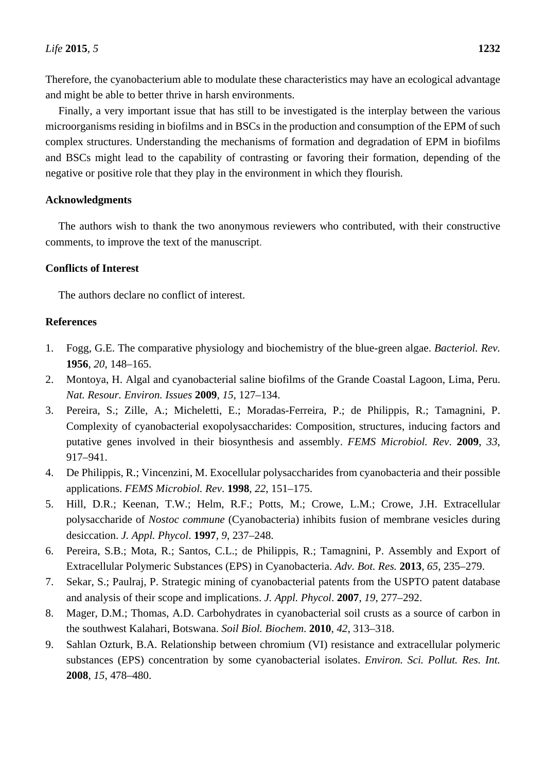Therefore, the cyanobacterium able to modulate these characteristics may have an ecological advantage and might be able to better thrive in harsh environments.

Finally, a very important issue that has still to be investigated is the interplay between the various microorganisms residing in biofilms and in BSCs in the production and consumption of the EPM of such complex structures. Understanding the mechanisms of formation and degradation of EPM in biofilms and BSCs might lead to the capability of contrasting or favoring their formation, depending of the negative or positive role that they play in the environment in which they flourish.

## Acknowledgments

The authors wish to thank the two anonymous reviewers who contributed, with their constructive comments, to improve the text of the manuscript.

## Conflicts of Interest

The authors declare no conflict of interest.

## References

1. Fogg, G.E. The comparative physiology and biochemistry of the blue-green algae. *Bacteriol. Rev.* **1956**, *20*, 148–165.
2. Montoya, H. Algal and cyanobacterial saline biofilms of the Grande Coastal Lagoon, Lima, Peru. *Nat. Resour. Environ. Issues* **2009**, *15*, 127–134.
3. Pereira, S.; Zille, A.; Micheletti, E.; Moradas-Ferreira, P.; de Philippis, R.; Tamagnini, P. Complexity of cyanobacterial exopolysaccharides: Composition, structures, inducing factors and putative genes involved in their biosynthesis and assembly. *FEMS Microbiol. Rev*. **2009**, *33*, 917–941.
4. De Philippis, R.; Vincenzini, M. Exocellular polysaccharides from cyanobacteria and their possible applications. *FEMS Microbiol. Rev*. **1998**, *22*, 151–175.
5. Hill, D.R.; Keenan, T.W.; Helm, R.F.; Potts, M.; Crowe, L.M.; Crowe, J.H. Extracellular polysaccharide of *Nostoc commune* (Cyanobacteria) inhibits fusion of membrane vesicles during desiccation. *J. Appl. Phycol*. **1997**, *9*, 237–248.
6. Pereira, S.B.; Mota, R.; Santos, C.L.; de Philippis, R.; Tamagnini, P. Assembly and Export of Extracellular Polymeric Substances (EPS) in Cyanobacteria. *Adv. Bot. Res.* **2013**, *65*, 235–279.
7. Sekar, S.; Paulraj, P. Strategic mining of cyanobacterial patents from the USPTO patent database and analysis of their scope and implications. *J. Appl. Phycol*. **2007**, *19*, 277–292.
8. Mager, D.M.; Thomas, A.D. Carbohydrates in cyanobacterial soil crusts as a source of carbon in the southwest Kalahari, Botswana. *Soil Biol. Biochem*. **2010**, *42*, 313–318.
9. Sahlan Ozturk, B.A. Relationship between chromium (VI) resistance and extracellular polymeric substances (EPS) concentration by some cyanobacterial isolates. *Environ. Sci. Pollut. Res. Int.* **2008**, *15*, 478–480.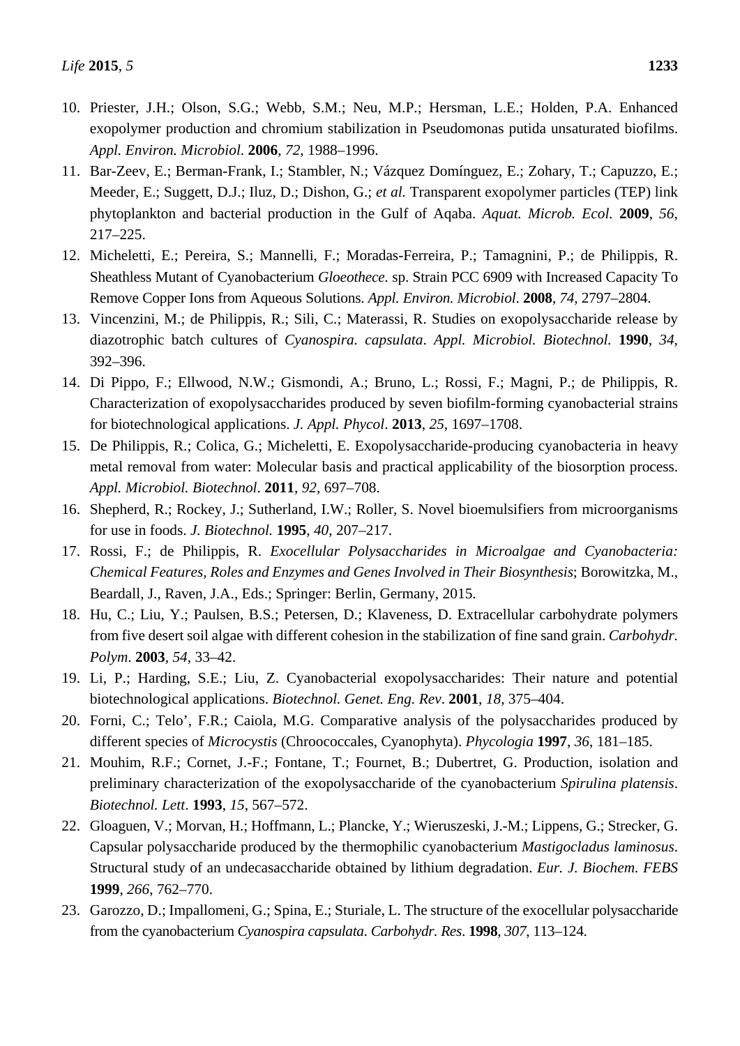10. Priester, J.H.; Olson, S.G.; Webb, S.M.; Neu, M.P.; Hersman, L.E.; Holden, P.A. Enhanced exopolymer production and chromium stabilization in Pseudomonas putida unsaturated biofilms. *Appl. Environ. Microbiol*. **2006**, *72*, 1988–1996.
11. Bar-Zeev, E.; Berman-Frank, I.; Stambler, N.; Vázquez Domínguez, E.; Zohary, T.; Capuzzo, E.; Meeder, E.; Suggett, D.J.; Iluz, D.; Dishon, G.; *et al.* Transparent exopolymer particles (TEP) link phytoplankton and bacterial production in the Gulf of Aqaba. *Aquat. Microb. Ecol.* **2009**, *56*, 217–225.
12. Micheletti, E.; Pereira, S.; Mannelli, F.; Moradas-Ferreira, P.; Tamagnini, P.; de Philippis, R. Sheathless Mutant of Cyanobacterium *Gloeothece.* sp. Strain PCC 6909 with Increased Capacity To Remove Copper Ions from Aqueous Solutions. *Appl. Environ. Microbiol*. **2008**, *74*, 2797–2804.
13. Vincenzini, M.; de Philippis, R.; Sili, C.; Materassi, R. Studies on exopolysaccharide release by diazotrophic batch cultures of *Cyanospira. capsulata*. *Appl. Microbiol. Biotechnol.* **1990**, *34*, 392–396.
14. Di Pippo, F.; Ellwood, N.W.; Gismondi, A.; Bruno, L.; Rossi, F.; Magni, P.; de Philippis, R. Characterization of exopolysaccharides produced by seven biofilm-forming cyanobacterial strains for biotechnological applications. *J. Appl. Phycol*. **2013**, *25*, 1697–1708.
15. De Philippis, R.; Colica, G.; Micheletti, E. Exopolysaccharide-producing cyanobacteria in heavy metal removal from water: Molecular basis and practical applicability of the biosorption process. *Appl. Microbiol. Biotechnol*. **2011**, *92*, 697–708.
16. Shepherd, R.; Rockey, J.; Sutherland, I.W.; Roller, S. Novel bioemulsifiers from microorganisms for use in foods. *J. Biotechnol.* **1995**, *40*, 207–217.
17. Rossi, F.; de Philippis, R. *Exocellular Polysaccharides in Microalgae and Cyanobacteria: Chemical Features, Roles and Enzymes and Genes Involved in Their Biosynthesis*; Borowitzka, M., Beardall, J., Raven, J.A., Eds.; Springer: Berlin, Germany, 2015.
18. Hu, C.; Liu, Y.; Paulsen, B.S.; Petersen, D.; Klaveness, D. Extracellular carbohydrate polymers from five desert soil algae with different cohesion in the stabilization of fine sand grain. *Carbohydr. Polym*. **2003**, *54*, 33–42.
19. Li, P.; Harding, S.E.; Liu, Z. Cyanobacterial exopolysaccharides: Their nature and potential biotechnological applications. *Biotechnol. Genet. Eng. Rev*. **2001**, *18*, 375–404.
20. Forni, C.; Telo', F.R.; Caiola, M.G. Comparative analysis of the polysaccharides produced by different species of *Microcystis* (Chroococcales, Cyanophyta). *Phycologia* **1997**, *36*, 181–185.
21. Mouhim, R.F.; Cornet, J.-F.; Fontane, T.; Fournet, B.; Dubertret, G. Production, isolation and preliminary characterization of the exopolysaccharide of the cyanobacterium *Spirulina platensis*. *Biotechnol. Lett*. **1993**, *15*, 567–572.
22. Gloaguen, V.; Morvan, H.; Hoffmann, L.; Plancke, Y.; Wieruszeski, J.-M.; Lippens, G.; Strecker, G. Capsular polysaccharide produced by the thermophilic cyanobacterium *Mastigocladus laminosus*. Structural study of an undecasaccharide obtained by lithium degradation. *Eur. J. Biochem. FEBS* **1999**, *266*, 762–770.
23. Garozzo, D.; Impallomeni, G.; Spina, E.; Sturiale, L. The structure of the exocellular polysaccharide from the cyanobacterium *Cyanospira capsulata*. *Carbohydr. Res*. **1998**, *307*, 113–124.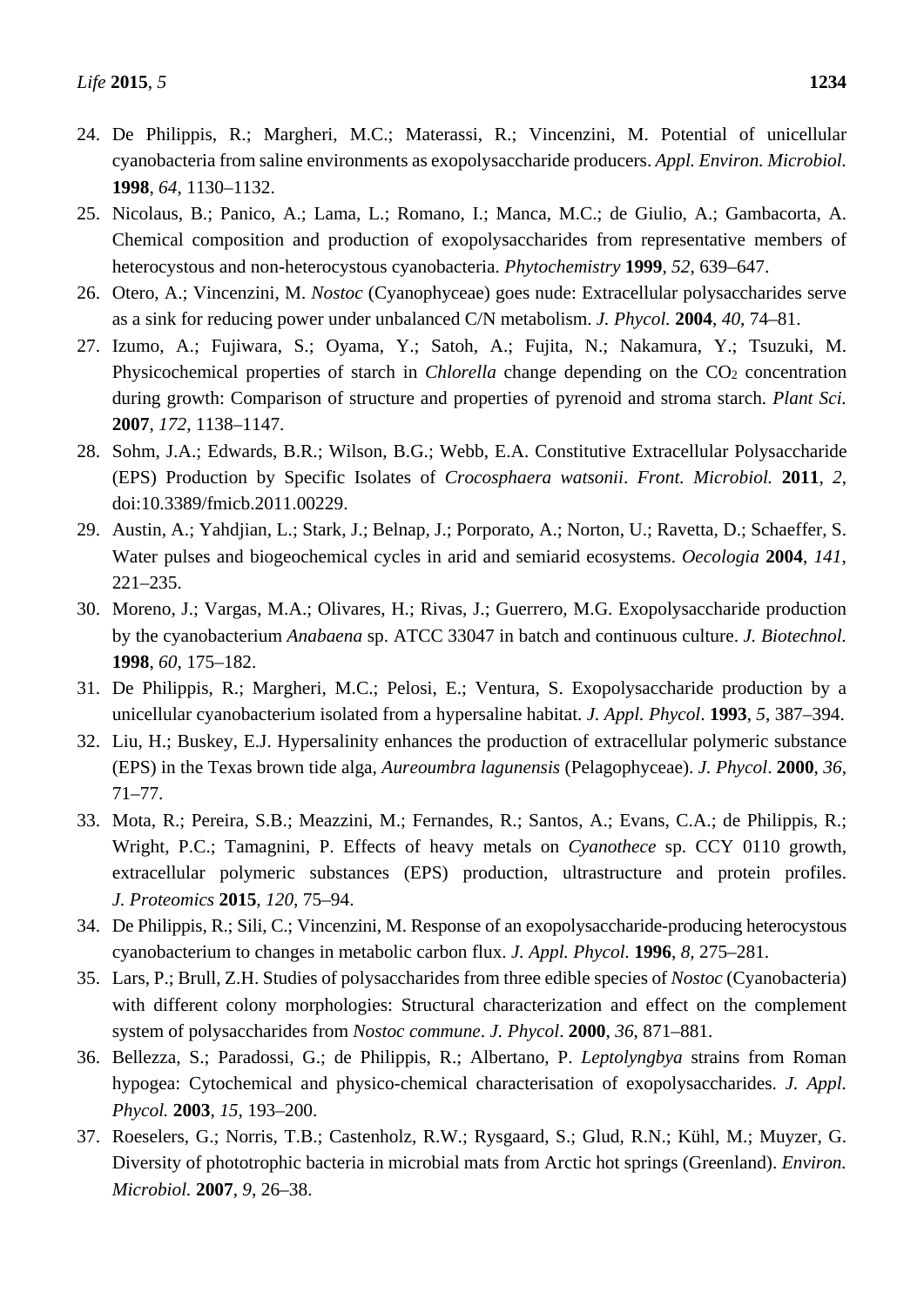24. De Philippis, R.; Margheri, M.C.; Materassi, R.; Vincenzini, M. Potential of unicellular cyanobacteria from saline environments as exopolysaccharide producers. *Appl. Environ. Microbiol.* **1998**, *64*, 1130–1132.
25. Nicolaus, B.; Panico, A.; Lama, L.; Romano, I.; Manca, M.C.; de Giulio, A.; Gambacorta, A. Chemical composition and production of exopolysaccharides from representative members of heterocystous and non-heterocystous cyanobacteria. *Phytochemistry* **1999**, *52*, 639–647.
26. Otero, A.; Vincenzini, M. *Nostoc* (Cyanophyceae) goes nude: Extracellular polysaccharides serve as a sink for reducing power under unbalanced C/N metabolism. *J. Phycol.* **2004**, *40*, 74–81.
27. Izumo, A.; Fujiwara, S.; Oyama, Y.; Satoh, A.; Fujita, N.; Nakamura, Y.; Tsuzuki, M. Physicochemical properties of starch in *Chlorella* change depending on the $CO_2$ concentration during growth: Comparison of structure and properties of pyrenoid and stroma starch. *Plant Sci.* **2007**, *172*, 1138–1147.
28. Sohm, J.A.; Edwards, B.R.; Wilson, B.G.; Webb, E.A. Constitutive Extracellular Polysaccharide (EPS) Production by Specific Isolates of *Crocosphaera watsonii*. *Front. Microbiol.* **2011**, *2*, doi:10.3389/fmicb.2011.00229.
29. Austin, A.; Yahdjian, L.; Stark, J.; Belnap, J.; Porporato, A.; Norton, U.; Ravetta, D.; Schaeffer, S. Water pulses and biogeochemical cycles in arid and semiarid ecosystems. *Oecologia* **2004**, *141*, 221–235.
30. Moreno, J.; Vargas, M.A.; Olivares, H.; Rivas, J.; Guerrero, M.G. Exopolysaccharide production by the cyanobacterium *Anabaena* sp. ATCC 33047 in batch and continuous culture. *J. Biotechnol.* **1998**, *60*, 175–182.
31. De Philippis, R.; Margheri, M.C.; Pelosi, E.; Ventura, S. Exopolysaccharide production by a unicellular cyanobacterium isolated from a hypersaline habitat. *J. Appl. Phycol*. **1993**, *5*, 387–394.
32. Liu, H.; Buskey, E.J. Hypersalinity enhances the production of extracellular polymeric substance (EPS) in the Texas brown tide alga, *Aureoumbra lagunensis* (Pelagophyceae). *J. Phycol*. **2000**, *36*, 71–77.
33. Mota, R.; Pereira, S.B.; Meazzini, M.; Fernandes, R.; Santos, A.; Evans, C.A.; de Philippis, R.; Wright, P.C.; Tamagnini, P. Effects of heavy metals on *Cyanothece* sp. CCY 0110 growth, extracellular polymeric substances (EPS) production, ultrastructure and protein profiles. *J. Proteomics* **2015**, *120*, 75–94.
34. De Philippis, R.; Sili, C.; Vincenzini, M. Response of an exopolysaccharide-producing heterocystous cyanobacterium to changes in metabolic carbon flux. *J. Appl. Phycol.* **1996**, *8*, 275–281.
35. Lars, P.; Brull, Z.H. Studies of polysaccharides from three edible species of *Nostoc* (Cyanobacteria) with different colony morphologies: Structural characterization and effect on the complement system of polysaccharides from *Nostoc commune*. *J. Phycol*. **2000**, *36*, 871–881.
36. Bellezza, S.; Paradossi, G.; de Philippis, R.; Albertano, P. *Leptolyngbya* strains from Roman hypogea: Cytochemical and physico-chemical characterisation of exopolysaccharides. *J. Appl. Phycol.* **2003**, *15*, 193–200.
37. Roeselers, G.; Norris, T.B.; Castenholz, R.W.; Rysgaard, S.; Glud, R.N.; Kühl, M.; Muyzer, G. Diversity of phototrophic bacteria in microbial mats from Arctic hot springs (Greenland). *Environ. Microbiol.* **2007**, *9*, 26–38.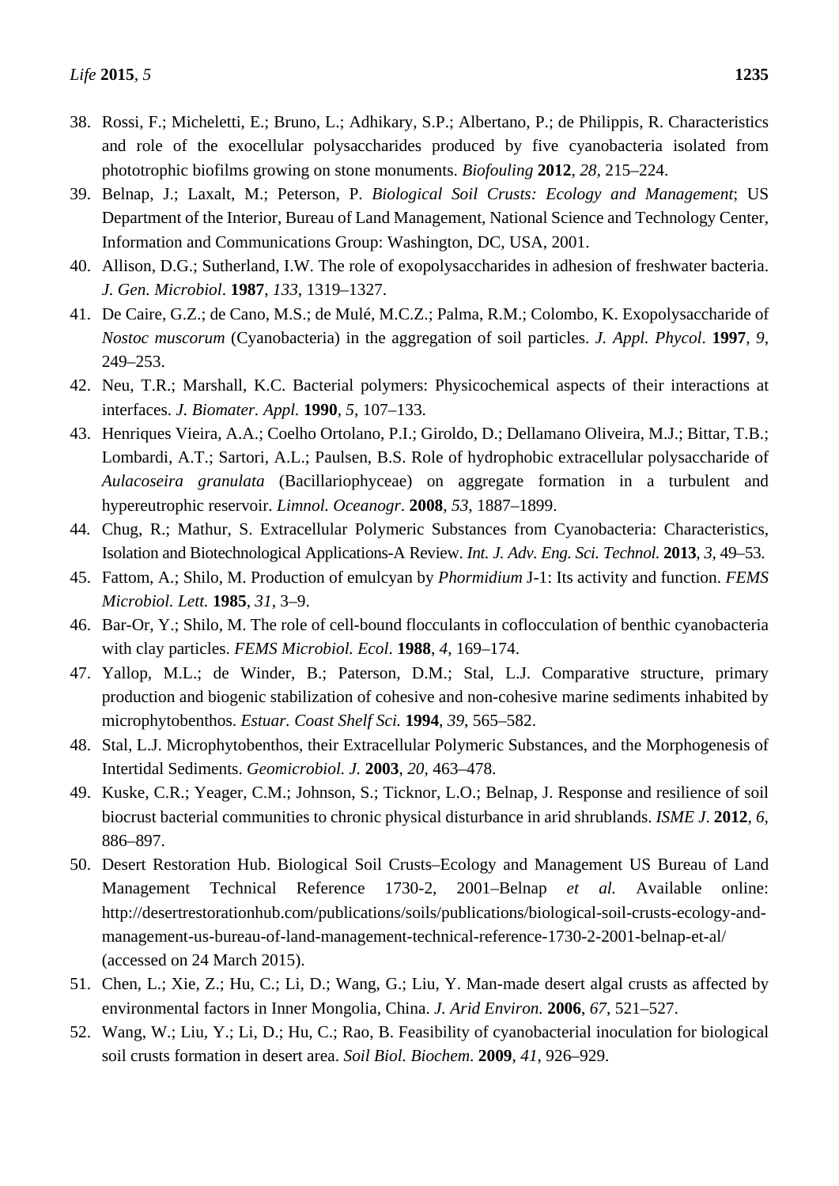38. Rossi, F.; Micheletti, E.; Bruno, L.; Adhikary, S.P.; Albertano, P.; de Philippis, R. Characteristics and role of the exocellular polysaccharides produced by five cyanobacteria isolated from phototrophic biofilms growing on stone monuments. *Biofouling* **2012**, *28*, 215–224.
39. Belnap, J.; Laxalt, M.; Peterson, P. *Biological Soil Crusts: Ecology and Management*; US Department of the Interior, Bureau of Land Management, National Science and Technology Center, Information and Communications Group: Washington, DC, USA, 2001.
40. Allison, D.G.; Sutherland, I.W. The role of exopolysaccharides in adhesion of freshwater bacteria. *J. Gen. Microbiol*. **1987**, *133*, 1319–1327.
41. De Caire, G.Z.; de Cano, M.S.; de Mulé, M.C.Z.; Palma, R.M.; Colombo, K. Exopolysaccharide of *Nostoc muscorum* (Cyanobacteria) in the aggregation of soil particles. *J. Appl. Phycol*. **1997**, *9*, 249–253.
42. Neu, T.R.; Marshall, K.C. Bacterial polymers: Physicochemical aspects of their interactions at interfaces. *J. Biomater. Appl.* **1990**, *5*, 107–133.
43. Henriques Vieira, A.A.; Coelho Ortolano, P.I.; Giroldo, D.; Dellamano Oliveira, M.J.; Bittar, T.B.; Lombardi, A.T.; Sartori, A.L.; Paulsen, B.S. Role of hydrophobic extracellular polysaccharide of *Aulacoseira granulata* (Bacillariophyceae) on aggregate formation in a turbulent and hypereutrophic reservoir. *Limnol. Oceanogr.* **2008**, *53*, 1887–1899.
44. Chug, R.; Mathur, S. Extracellular Polymeric Substances from Cyanobacteria: Characteristics, Isolation and Biotechnological Applications-A Review. *Int. J. Adv. Eng. Sci. Technol.* **2013**, *3*, 49–53.
45. Fattom, A.; Shilo, M. Production of emulcyan by *Phormidium* J-1: Its activity and function. *FEMS Microbiol. Lett.* **1985**, *31*, 3–9.
46. Bar-Or, Y.; Shilo, M. The role of cell-bound flocculants in coflocculation of benthic cyanobacteria with clay particles. *FEMS Microbiol. Ecol*. **1988**, *4*, 169–174.
47. Yallop, M.L.; de Winder, B.; Paterson, D.M.; Stal, L.J. Comparative structure, primary production and biogenic stabilization of cohesive and non-cohesive marine sediments inhabited by microphytobenthos. *Estuar. Coast Shelf Sci.* **1994**, *39*, 565–582.
48. Stal, L.J. Microphytobenthos, their Extracellular Polymeric Substances, and the Morphogenesis of Intertidal Sediments. *Geomicrobiol. J.* **2003**, *20*, 463–478.
49. Kuske, C.R.; Yeager, C.M.; Johnson, S.; Ticknor, L.O.; Belnap, J. Response and resilience of soil biocrust bacterial communities to chronic physical disturbance in arid shrublands. *ISME J*. **2012**, *6*, 886–897.
50. Desert Restoration Hub. Biological Soil Crusts–Ecology and Management US Bureau of Land Management Technical Reference 1730-2, 2001–Belnap *et al.* Available online: http://desertrestorationhub.com/publications/soils/publications/biological-soil-crusts-ecology-and-management-us-bureau-of-land-management-technical-reference-1730-2-2001-belnap-et-al/ (accessed on 24 March 2015).
51. Chen, L.; Xie, Z.; Hu, C.; Li, D.; Wang, G.; Liu, Y. Man-made desert algal crusts as affected by environmental factors in Inner Mongolia, China. *J. Arid Environ.* **2006**, *67*, 521–527.
52. Wang, W.; Liu, Y.; Li, D.; Hu, C.; Rao, B. Feasibility of cyanobacterial inoculation for biological soil crusts formation in desert area. *Soil Biol. Biochem*. **2009**, *41*, 926–929.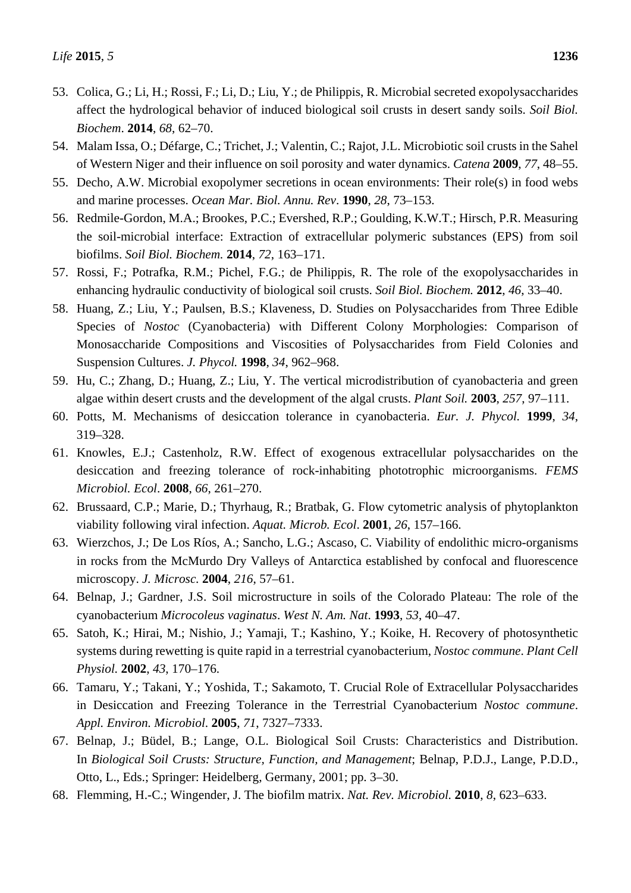53. Colica, G.; Li, H.; Rossi, F.; Li, D.; Liu, Y.; de Philippis, R. Microbial secreted exopolysaccharides affect the hydrological behavior of induced biological soil crusts in desert sandy soils. *Soil Biol. Biochem*. **2014**, *68*, 62–70.
54. Malam Issa, O.; Défarge, C.; Trichet, J.; Valentin, C.; Rajot, J.L. Microbiotic soil crusts in the Sahel of Western Niger and their influence on soil porosity and water dynamics. *Catena* **2009**, *77*, 48–55.
55. Decho, A.W. Microbial exopolymer secretions in ocean environments: Their role(s) in food webs and marine processes. *Ocean Mar. Biol. Annu. Rev*. **1990**, *28*, 73–153.
56. Redmile-Gordon, M.A.; Brookes, P.C.; Evershed, R.P.; Goulding, K.W.T.; Hirsch, P.R. Measuring the soil-microbial interface: Extraction of extracellular polymeric substances (EPS) from soil biofilms. *Soil Biol. Biochem.* **2014**, *72*, 163–171.
57. Rossi, F.; Potrafka, R.M.; Pichel, F.G.; de Philippis, R. The role of the exopolysaccharides in enhancing hydraulic conductivity of biological soil crusts. *Soil Biol. Biochem.* **2012**, *46*, 33–40.
58. Huang, Z.; Liu, Y.; Paulsen, B.S.; Klaveness, D. Studies on Polysaccharides from Three Edible Species of *Nostoc* (Cyanobacteria) with Different Colony Morphologies: Comparison of Monosaccharide Compositions and Viscosities of Polysaccharides from Field Colonies and Suspension Cultures. *J. Phycol.* **1998**, *34*, 962–968.
59. Hu, C.; Zhang, D.; Huang, Z.; Liu, Y. The vertical microdistribution of cyanobacteria and green algae within desert crusts and the development of the algal crusts. *Plant Soil.* **2003**, *257*, 97–111.
60. Potts, M. Mechanisms of desiccation tolerance in cyanobacteria. *Eur. J. Phycol.* **1999**, *34*, 319–328.
61. Knowles, E.J.; Castenholz, R.W. Effect of exogenous extracellular polysaccharides on the desiccation and freezing tolerance of rock-inhabiting phototrophic microorganisms. *FEMS Microbiol. Ecol*. **2008**, *66*, 261–270.
62. Brussaard, C.P.; Marie, D.; Thyrhaug, R.; Bratbak, G. Flow cytometric analysis of phytoplankton viability following viral infection. *Aquat. Microb. Ecol*. **2001**, *26*, 157–166.
63. Wierzchos, J.; De Los Ríos, A.; Sancho, L.G.; Ascaso, C. Viability of endolithic micro-organisms in rocks from the McMurdo Dry Valleys of Antarctica established by confocal and fluorescence microscopy. *J. Microsc.* **2004**, *216*, 57–61.
64. Belnap, J.; Gardner, J.S. Soil microstructure in soils of the Colorado Plateau: The role of the cyanobacterium *Microcoleus vaginatus*. *West N. Am. Nat*. **1993**, *53*, 40–47.
65. Satoh, K.; Hirai, M.; Nishio, J.; Yamaji, T.; Kashino, Y.; Koike, H. Recovery of photosynthetic systems during rewetting is quite rapid in a terrestrial cyanobacterium, *Nostoc commune*. *Plant Cell Physiol.* **2002**, *43*, 170–176.
66. Tamaru, Y.; Takani, Y.; Yoshida, T.; Sakamoto, T. Crucial Role of Extracellular Polysaccharides in Desiccation and Freezing Tolerance in the Terrestrial Cyanobacterium *Nostoc commune*. *Appl. Environ. Microbiol*. **2005**, *71*, 7327–7333.
67. Belnap, J.; Büdel, B.; Lange, O.L. Biological Soil Crusts: Characteristics and Distribution. In *Biological Soil Crusts: Structure, Function, and Management*; Belnap, P.D.J., Lange, P.D.D., Otto, L., Eds.; Springer: Heidelberg, Germany, 2001; pp. 3–30.
68. Flemming, H.-C.; Wingender, J. The biofilm matrix. *Nat. Rev. Microbiol.* **2010**, *8*, 623–633.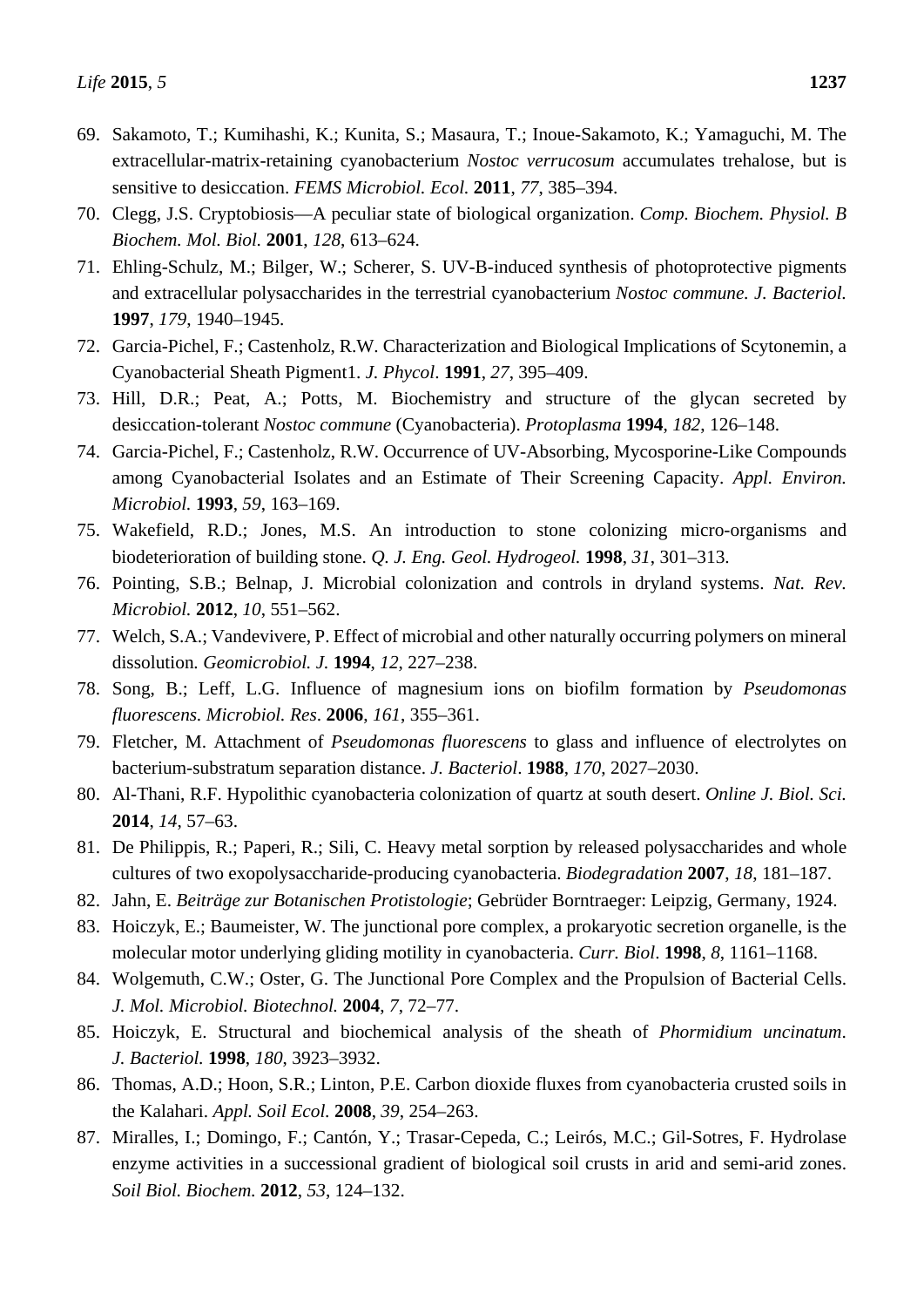69. Sakamoto, T.; Kumihashi, K.; Kunita, S.; Masaura, T.; Inoue-Sakamoto, K.; Yamaguchi, M. The extracellular-matrix-retaining cyanobacterium *Nostoc verrucosum* accumulates trehalose, but is sensitive to desiccation. *FEMS Microbiol. Ecol.* **2011**, *77*, 385–394.
70. Clegg, J.S. Cryptobiosis—A peculiar state of biological organization. *Comp. Biochem. Physiol. B Biochem. Mol. Biol.* **2001**, *128*, 613–624.
71. Ehling-Schulz, M.; Bilger, W.; Scherer, S. UV-B-induced synthesis of photoprotective pigments and extracellular polysaccharides in the terrestrial cyanobacterium *Nostoc commune. J. Bacteriol.* **1997**, *179*, 1940–1945.
72. Garcia-Pichel, F.; Castenholz, R.W. Characterization and Biological Implications of Scytonemin, a Cyanobacterial Sheath Pigment1. *J. Phycol*. **1991**, *27*, 395–409.
73. Hill, D.R.; Peat, A.; Potts, M. Biochemistry and structure of the glycan secreted by desiccation-tolerant *Nostoc commune* (Cyanobacteria). *Protoplasma* **1994**, *182*, 126–148.
74. Garcia-Pichel, F.; Castenholz, R.W. Occurrence of UV-Absorbing, Mycosporine-Like Compounds among Cyanobacterial Isolates and an Estimate of Their Screening Capacity. *Appl. Environ. Microbiol.* **1993**, *59*, 163–169.
75. Wakefield, R.D.; Jones, M.S. An introduction to stone colonizing micro-organisms and biodeterioration of building stone. *Q. J. Eng. Geol. Hydrogeol.* **1998**, *31*, 301–313.
76. Pointing, S.B.; Belnap, J. Microbial colonization and controls in dryland systems. *Nat. Rev. Microbiol.* **2012**, *10*, 551–562.
77. Welch, S.A.; Vandevivere, P. Effect of microbial and other naturally occurring polymers on mineral dissolution*. Geomicrobiol. J.* **1994**, *12*, 227–238.
78. Song, B.; Leff, L.G. Influence of magnesium ions on biofilm formation by *Pseudomonas fluorescens. Microbiol. Res*. **2006**, *161*, 355–361.
79. Fletcher, M. Attachment of *Pseudomonas fluorescens* to glass and influence of electrolytes on bacterium-substratum separation distance. *J. Bacteriol*. **1988**, *170*, 2027–2030.
80. Al-Thani, R.F. Hypolithic cyanobacteria colonization of quartz at south desert. *Online J. Biol. Sci.* **2014**, *14*, 57–63.
81. De Philippis, R.; Paperi, R.; Sili, C. Heavy metal sorption by released polysaccharides and whole cultures of two exopolysaccharide-producing cyanobacteria. *Biodegradation* **2007**, *18*, 181–187.
82. Jahn, E. *Beiträge zur Botanischen Protistologie*; Gebrüder Borntraeger: Leipzig, Germany, 1924.
83. Hoiczyk, E.; Baumeister, W. The junctional pore complex, a prokaryotic secretion organelle, is the molecular motor underlying gliding motility in cyanobacteria. *Curr. Biol*. **1998**, *8*, 1161–1168.
84. Wolgemuth, C.W.; Oster, G. The Junctional Pore Complex and the Propulsion of Bacterial Cells. *J. Mol. Microbiol. Biotechnol.* **2004**, *7*, 72–77.
85. Hoiczyk, E. Structural and biochemical analysis of the sheath of *Phormidium uncinatum*. *J. Bacteriol.* **1998**, *180*, 3923–3932.
86. Thomas, A.D.; Hoon, S.R.; Linton, P.E. Carbon dioxide fluxes from cyanobacteria crusted soils in the Kalahari. *Appl. Soil Ecol.* **2008**, *39*, 254–263.
87. Miralles, I.; Domingo, F.; Cantón, Y.; Trasar-Cepeda, C.; Leirós, M.C.; Gil-Sotres, F. Hydrolase enzyme activities in a successional gradient of biological soil crusts in arid and semi-arid zones. *Soil Biol. Biochem.* **2012**, *53*, 124–132.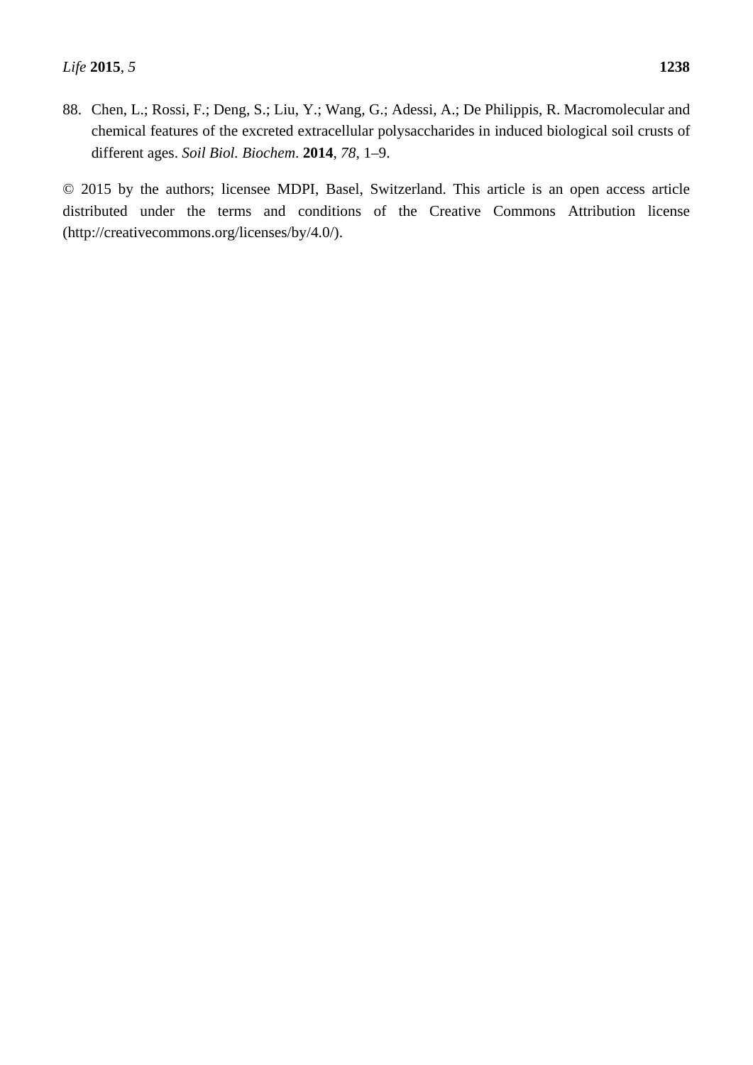88. Chen, L.; Rossi, F.; Deng, S.; Liu, Y.; Wang, G.; Adessi, A.; De Philippis, R. Macromolecular and chemical features of the excreted extracellular polysaccharides in induced biological soil crusts of different ages. *Soil Biol. Biochem*. **2014**, *78*, 1–9.

© 2015 by the authors; licensee MDPI, Basel, Switzerland. This article is an open access article distributed under the terms and conditions of the Creative Commons Attribution license (http://creativecommons.org/licenses/by/4.0/).